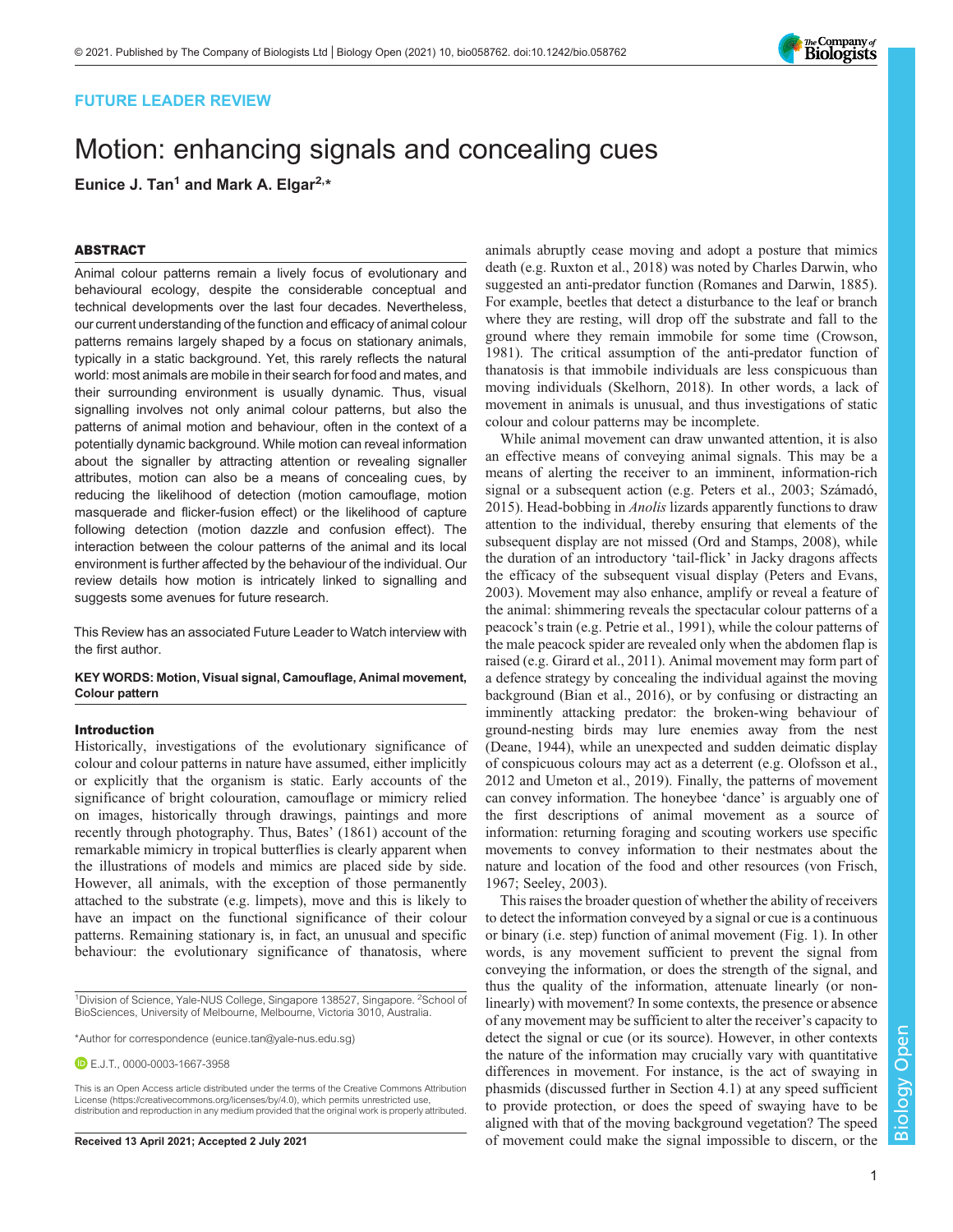FUTURE LEADER REVIEW

# Motion: enhancing signals and concealing cues

**Eunice J. Tan[1] and Mark A. Elgar[2,*]**

## ABSTRACT

Animal colour patterns remain a lively focus of evolutionary and behavioural ecology, despite the considerable conceptual and technical developments over the last four decades. Nevertheless, our current understanding of the function and efficacy of animal colour patterns remains largely shaped by a focus on stationary animals, typically in a static background. Yet, this rarely reflects the natural world: most animals are mobile in their search for food and mates, and their surrounding environment is usually dynamic. Thus, visual signalling involves not only animal colour patterns, but also the patterns of animal motion and behaviour, often in the context of a potentially dynamic background. While motion can reveal information about the signaller by attracting attention or revealing signaller attributes, motion can also be a means of concealing cues, by reducing the likelihood of detection (motion camouflage, motion masquerade and flicker-fusion effect) or the likelihood of capture following detection (motion dazzle and confusion effect). The interaction between the colour patterns of the animal and its local environment is further affected by the behaviour of the individual. Our review details how motion is intricately linked to signalling and suggests some avenues for future research.

This Review has an associated Future Leader to Watch interview with the first author.

**KEY WORDS: Motion, Visual signal, Camouflage, Animal movement, Colour pattern**

## Introduction

Historically, investigations of the evolutionary significance of colour and colour patterns in nature have assumed, either implicitly or explicitly that the organism is static. Early accounts of the significance of bright colouration, camouflage or mimicry relied on images, historically through drawings, paintings and more recently through photography. Thus, Bates' (1861) account of the remarkable mimicry in tropical butterflies is clearly apparent when the illustrations of models and mimics are placed side by side. However, all animals, with the exception of those permanently attached to the substrate (e.g. limpets), move and this is likely to have an impact on the functional significance of their colour patterns. Remaining stationary is, in fact, an unusual and specific behaviour: the evolutionary significance of thanatosis, where animals abruptly cease moving and adopt a posture that mimics death (e.g. Ruxton et al., 2018) was noted by Charles Darwin, who suggested an anti-predator function (Romanes and Darwin, 1885). For example, beetles that detect a disturbance to the leaf or branch where they are resting, will drop off the substrate and fall to the ground where they remain immobile for some time (Crowson, 1981). The critical assumption of the anti-predator function of thanatosis is that immobile individuals are less conspicuous than moving individuals (Skelhorn, 2018). In other words, a lack of movement in animals is unusual, and thus investigations of static colour and colour patterns may be incomplete.

While animal movement can draw unwanted attention, it is also an effective means of conveying animal signals. This may be a means of alerting the receiver to an imminent, information-rich signal or a subsequent action (e.g. Peters et al., 2003; Számadó, 2015). Head-bobbing in *Anolis* lizards apparently functions to draw attention to the individual, thereby ensuring that elements of the subsequent display are not missed (Ord and Stamps, 2008), while the duration of an introductory 'tail-flick' in Jacky dragons affects the efficacy of the subsequent visual display (Peters and Evans, 2003). Movement may also enhance, amplify or reveal a feature of the animal: shimmering reveals the spectacular colour patterns of a peacock's train (e.g. Petrie et al., 1991), while the colour patterns of the male peacock spider are revealed only when the abdomen flap is raised (e.g. Girard et al., 2011). Animal movement may form part of a defence strategy by concealing the individual against the moving background (Bian et al., 2016), or by confusing or distracting an imminently attacking predator: the broken-wing behaviour of ground-nesting birds may lure enemies away from the nest (Deane, 1944), while an unexpected and sudden deimatic display of conspicuous colours may act as a deterrent (e.g. Olofsson et al., 2012 and Umeton et al., 2019). Finally, the patterns of movement can convey information. The honeybee 'dance' is arguably one of the first descriptions of animal movement as a source of information: returning foraging and scouting workers use specific movements to convey information to their nestmates about the nature and location of the food and other resources (von Frisch, 1967; Seeley, 2003).

This raises the broader question of whether the ability of receivers to detect the information conveyed by a signal or cue is a continuous or binary (i.e. step) function of animal movement (Fig. 1). In other words, is any movement sufficient to prevent the signal from conveying the information, or does the strength of the signal, and thus the quality of the information, attenuate linearly (or non-linearly) with movement? In some contexts, the presence or absence of any movement may be sufficient to alter the receiver's capacity to detect the signal or cue (or its source). However, in other contexts the nature of the information may crucially vary with quantitative differences in movement. For instance, is the act of swaying in phasmids (discussed further in Section 4.1) at any speed sufficient to provide protection, or does the speed of swaying have to be aligned with that of the moving background vegetation? The speed of movement could make the signal impossible to discern, or the

---

[1]Division of Science, Yale-NUS College, Singapore 138527, Singapore. [2]School of BioSciences, University of Melbourne, Melbourne, Victoria 3010, Australia.

*Author for correspondence (eunice.tan@yale-nus.edu.sg)

E.J.T., 0000-0003-1667-3958

This is an Open Access article distributed under the terms of the Creative Commons Attribution License (https://creativecommons.org/licenses/by/4.0), which permits unrestricted use, distribution and reproduction in any medium provided that the original work is properly attributed.

Received 13 April 2021; Accepted 2 July 2021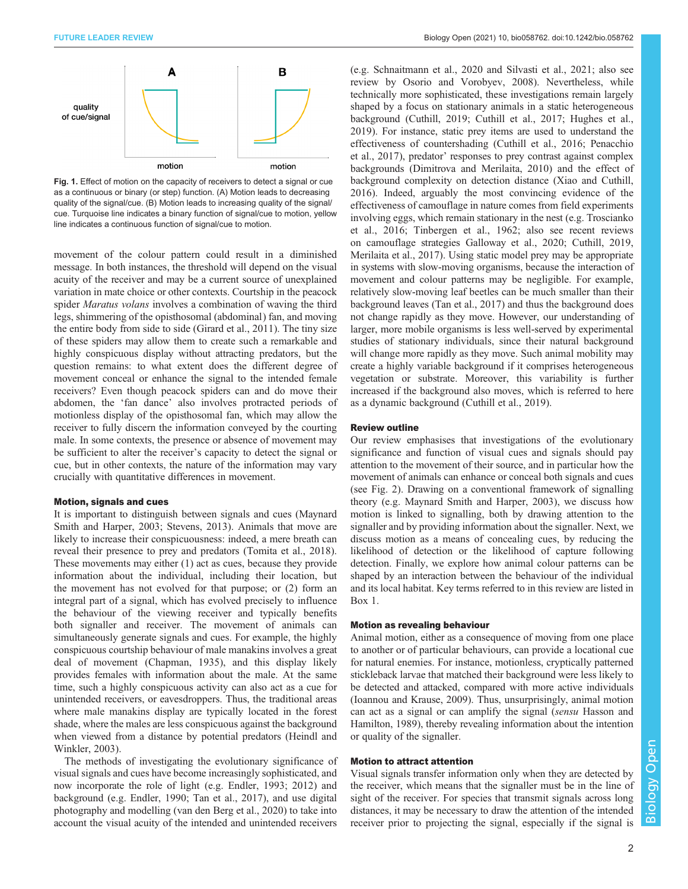**Fig. 1.** Effect of motion on the capacity of receivers to detect a signal or cue as a continuous or binary (or step) function. (A) Motion leads to decreasing quality of the signal/cue. (B) Motion leads to increasing quality of the signal/cue. Turquoise line indicates a binary function of signal/cue to motion, yellow line indicates a continuous function of signal/cue to motion.

movement of the colour pattern could result in a diminished message. In both instances, the threshold will depend on the visual acuity of the receiver and may be a current source of unexplained variation in mate choice or other contexts. Courtship in the peacock spider *Maratus volans* involves a combination of waving the third legs, shimmering of the opisthosomal (abdominal) fan, and moving the entire body from side to side (Girard et al., 2011). The tiny size of these spiders may allow them to create such a remarkable and highly conspicuous display without attracting predators, but the question remains: to what extent does the different degree of movement conceal or enhance the signal to the intended female receivers? Even though peacock spiders can and do move their abdomen, the 'fan dance' also involves protracted periods of motionless display of the opisthosomal fan, which may allow the receiver to fully discern the information conveyed by the courting male. In some contexts, the presence or absence of movement may be sufficient to alter the receiver's capacity to detect the signal or cue, but in other contexts, the nature of the information may vary crucially with quantitative differences in movement.

### Motion, signals and cues

It is important to distinguish between signals and cues (Maynard Smith and Harper, 2003; Stevens, 2013). Animals that move are likely to increase their conspicuousness: indeed, a mere breath can reveal their presence to prey and predators (Tomita et al., 2018). These movements may either (1) act as cues, because they provide information about the individual, including their location, but the movement has not evolved for that purpose; or (2) form an integral part of a signal, which has evolved precisely to influence the behaviour of the viewing receiver and typically benefits both signaller and receiver. The movement of animals can simultaneously generate signals and cues. For example, the highly conspicuous courtship behaviour of male manakins involves a great deal of movement (Chapman, 1935), and this display likely provides females with information about the male. At the same time, such a highly conspicuous activity can also act as a cue for unintended receivers, or eavesdroppers. Thus, the traditional areas where male manakins display are typically located in the forest shade, where the males are less conspicuous against the background when viewed from a distance by potential predators (Heindl and Winkler, 2003).

The methods of investigating the evolutionary significance of visual signals and cues have become increasingly sophisticated, and now incorporate the role of light (e.g. Endler, 1993; 2012) and background (e.g. Endler, 1990; Tan et al., 2017), and use digital photography and modelling (van den Berg et al., 2020) to take into account the visual acuity of the intended and unintended receivers (e.g. Schnaitmann et al., 2020 and Silvasti et al., 2021; also see review by Osorio and Vorobyev, 2008). Nevertheless, while technically more sophisticated, these investigations remain largely shaped by a focus on stationary animals in a static heterogeneous background (Cuthill, 2019; Cuthill et al., 2017; Hughes et al., 2019). For instance, static prey items are used to understand the effectiveness of countershading (Cuthill et al., 2016; Penacchio et al., 2017), predator' responses to prey contrast against complex backgrounds (Dimitrova and Merilaita, 2010) and the effect of background complexity on detection distance (Xiao and Cuthill, 2016). Indeed, arguably the most convincing evidence of the effectiveness of camouflage in nature comes from field experiments involving eggs, which remain stationary in the nest (e.g. Troscianko et al., 2016; Tinbergen et al., 1962; also see recent reviews on camouflage strategies Galloway et al., 2020; Cuthill, 2019; Merilaita et al., 2017). Using static model prey may be appropriate in systems with slow-moving organisms, because the interaction of movement and colour patterns may be negligible. For example, relatively slow-moving leaf beetles can be much smaller than their background leaves (Tan et al., 2017) and thus the background does not change rapidly as they move. However, our understanding of larger, more mobile organisms is less well-served by experimental studies of stationary individuals, since their natural background will change more rapidly as they move. Such animal mobility may create a highly variable background if it comprises heterogeneous vegetation or substrate. Moreover, this variability is further increased if the background also moves, which is referred to here as a dynamic background (Cuthill et al., 2019).

### Review outline

Our review emphasises that investigations of the evolutionary significance and function of visual cues and signals should pay attention to the movement of their source, and in particular how the movement of animals can enhance or conceal both signals and cues (see Fig. 2). Drawing on a conventional framework of signalling theory (e.g. Maynard Smith and Harper, 2003), we discuss how motion is linked to signalling, both by drawing attention to the signaller and by providing information about the signaller. Next, we discuss motion as a means of concealing cues, by reducing the likelihood of detection or the likelihood of capture following detection. Finally, we explore how animal colour patterns can be shaped by an interaction between the behaviour of the individual and its local habitat. Key terms referred to in this review are listed in Box 1.

### Motion as revealing behaviour

Animal motion, either as a consequence of moving from one place to another or of particular behaviours, can provide a locational cue for natural enemies. For instance, motionless, cryptically patterned stickleback larvae that matched their background were less likely to be detected and attacked, compared with more active individuals (Ioannou and Krause, 2009). Thus, unsurprisingly, animal motion can act as a signal or can amplify the signal (*sensu* Hasson and Hamilton, 1989), thereby revealing information about the intention or quality of the signaller.

### Motion to attract attention

Visual signals transfer information only when they are detected by the receiver, which means that the signaller must be in the line of sight of the receiver. For species that transmit signals across long distances, it may be necessary to draw the attention of the intended receiver prior to projecting the signal, especially if the signal is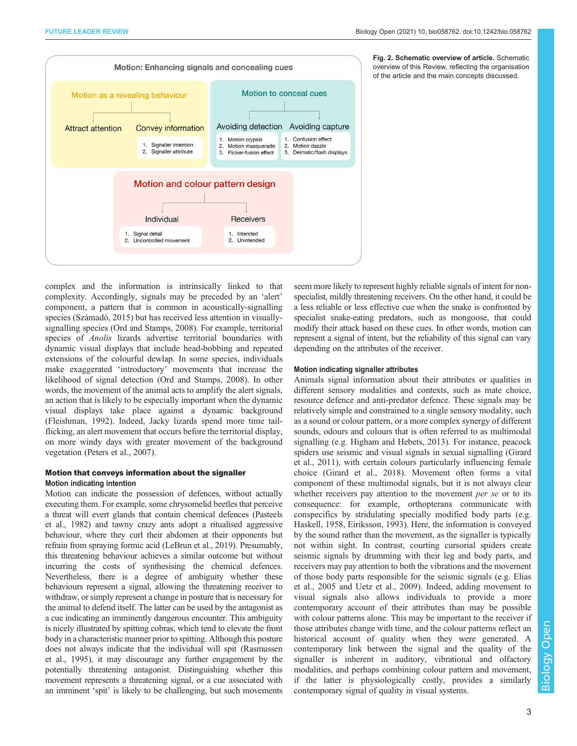Motion: Enhancing signals and concealing cues

Motion as a revealing behaviour
- Attract attention
- Convey information
  1. Signaller intention
  2. Signaller attribute

Motion to conceal cues
- Avoiding detection
  1. Motion crypsis
  2. Motion masquerade
  3. Flicker-fusion effect
- Avoiding capture
  1. Confusion effect
  2. Motion dazzle
  3. Deimatic/flash displays

Motion and colour pattern design
- Individual
  1. Signal detail
  2. Uncontrolled movement
- Receivers
  1. Intended
  2. Unintended

**Fig. 2. Schematic overview of article.** Schematic overview of this Review, reflecting the organisation of the article and the main concepts discussed.

complex and the information is intrinsically linked to that complexity. Accordingly, signals may be preceded by an 'alert' component, a pattern that is common in acoustically-signalling species (Számadó, 2015) but has received less attention in visually-signalling species (Ord and Stamps, 2008). For example, territorial species of *Anolis* lizards advertise territorial boundaries with dynamic visual displays that include head-bobbing and repeated extensions of the colourful dewlap. In some species, individuals make exaggerated 'introductory' movements that increase the likelihood of signal detection (Ord and Stamps, 2008). In other words, the movement of the animal acts to amplify the alert signals, an action that is likely to be especially important when the dynamic visual displays take place against a dynamic background (Fleishman, 1992). Indeed, Jacky lizards spend more time tail-flicking, an alert movement that occurs before the territorial display, on more windy days with greater movement of the background vegetation (Peters et al., 2007).

## Motion that conveys information about the signaller

### Motion indicating intention

Motion can indicate the possession of defences, without actually executing them. For example, some chrysomelid beetles that perceive a threat will evert glands that contain chemical defences (Pasteels et al., 1982) and tawny crazy ants adopt a ritualised aggressive behaviour, where they curl their abdomen at their opponents but refrain from spraying formic acid (LeBrun et al., 2019). Presumably, this threatening behaviour achieves a similar outcome but without incurring the costs of synthesising the chemical defences. Nevertheless, there is a degree of ambiguity whether these behaviours represent a signal, allowing the threatening receiver to withdraw, or simply represent a change in posture that is necessary for the animal to defend itself. The latter can be used by the antagonist as a cue indicating an imminently dangerous encounter. This ambiguity is nicely illustrated by spitting cobras, which tend to elevate the front body in a characteristic manner prior to spitting. Although this posture does not always indicate that the individual will spit (Rasmussen et al., 1995), it may discourage any further engagement by the potentially threatening antagonist. Distinguishing whether this movement represents a threatening signal, or a cue associated with an imminent 'spit' is likely to be challenging, but such movements seem more likely to represent highly reliable signals of intent for non-specialist, mildly threatening receivers. On the other hand, it could be a less reliable or less effective cue when the snake is confronted by specialist snake-eating predators, such as mongoose, that could modify their attack based on these cues. In other words, motion can represent a signal of intent, but the reliability of this signal can vary depending on the attributes of the receiver.

### Motion indicating signaller attributes

Animals signal information about their attributes or qualities in different sensory modalities and contexts, such as mate choice, resource defence and anti-predator defence. These signals may be relatively simple and constrained to a single sensory modality, such as a sound or colour pattern, or a more complex synergy of different sounds, odours and colours that is often referred to as multimodal signalling (e.g. Higham and Hebets, 2013). For instance, peacock spiders use seismic and visual signals in sexual signalling (Girard et al., 2011), with certain colours particularly influencing female choice (Girard et al., 2018). Movement often forms a vital component of these multimodal signals, but it is not always clear whether receivers pay attention to the movement *per se* or to its consequence: for example, orthopterans communicate with conspecifics by stridulating specially modified body parts (e.g. Haskell, 1958, Eiriksson, 1993). Here, the information is conveyed by the sound rather than the movement, as the signaller is typically not within sight. In contrast, courting cursorial spiders create seismic signals by drumming with their leg and body parts, and receivers may pay attention to both the vibrations and the movement of those body parts responsible for the seismic signals (e.g. Elias et al., 2005 and Uetz et al., 2009). Indeed, adding movement to visual signals also allows individuals to provide a more contemporary account of their attributes than may be possible with colour patterns alone. This may be important to the receiver if those attributes change with time, and the colour patterns reflect an historical account of quality when they were generated. A contemporary link between the signal and the quality of the signaller is inherent in auditory, vibrational and olfactory modalities, and perhaps combining colour pattern and movement, if the latter is physiologically costly, provides a similarly contemporary signal of quality in visual systems.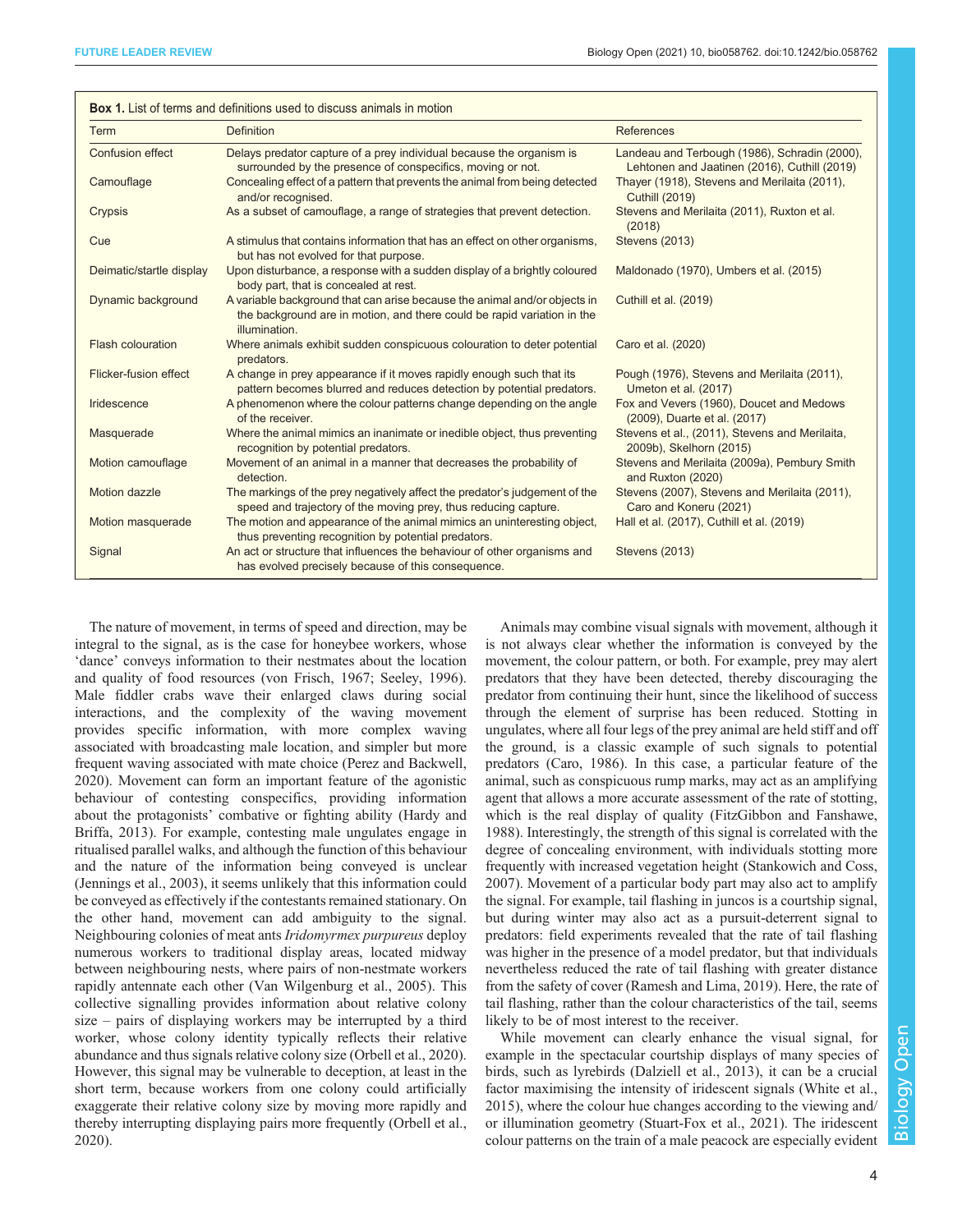**Box 1.** List of terms and definitions used to discuss animals in motion

| Term | Definition | References |
|---|---|---|
| Confusion effect | Delays predator capture of a prey individual because the organism is surrounded by the presence of conspecifics, moving or not. | Landeau and Terbough (1986), Schradin (2000), Lehtonen and Jaatinen (2016), Cuthill (2019) |
| Camouflage | Concealing effect of a pattern that prevents the animal from being detected and/or recognised. | Thayer (1918), Stevens and Merilaita (2011), Cuthill (2019) |
| Crypsis | As a subset of camouflage, a range of strategies that prevent detection. | Stevens and Merilaita (2011), Ruxton et al. (2018) |
| Cue | A stimulus that contains information that has an effect on other organisms, but has not evolved for that purpose. | Stevens (2013) |
| Deimatic/startle display | Upon disturbance, a response with a sudden display of a brightly coloured body part, that is concealed at rest. | Maldonado (1970), Umbers et al. (2015) |
| Dynamic background | A variable background that can arise because the animal and/or objects in the background are in motion, and there could be rapid variation in the illumination. | Cuthill et al. (2019) |
| Flash colouration | Where animals exhibit sudden conspicuous colouration to deter potential predators. | Caro et al. (2020) |
| Flicker-fusion effect | A change in prey appearance if it moves rapidly enough such that its pattern becomes blurred and reduces detection by potential predators. | Pough (1976), Stevens and Merilaita (2011), Umeton et al. (2017) |
| Iridescence | A phenomenon where the colour patterns change depending on the angle of the receiver. | Fox and Vevers (1960), Doucet and Medows (2009), Duarte et al. (2017) |
| Masquerade | Where the animal mimics an inanimate or inedible object, thus preventing recognition by potential predators. | Stevens et al., (2011), Stevens and Merilaita, 2009b), Skelhorn (2015) |
| Motion camouflage | Movement of an animal in a manner that decreases the probability of detection. | Stevens and Merilaita (2009a), Pembury Smith and Ruxton (2020) |
| Motion dazzle | The markings of the prey negatively affect the predator's judgement of the speed and trajectory of the moving prey, thus reducing capture. | Stevens (2007), Stevens and Merilaita (2011), Caro and Koneru (2021) |
| Motion masquerade | The motion and appearance of the animal mimics an uninteresting object, thus preventing recognition by potential predators. | Hall et al. (2017), Cuthill et al. (2019) |
| Signal | An act or structure that influences the behaviour of other organisms and has evolved precisely because of this consequence. | Stevens (2013) |

The nature of movement, in terms of speed and direction, may be integral to the signal, as is the case for honeybee workers, whose 'dance' conveys information to their nestmates about the location and quality of food resources (von Frisch, 1967; Seeley, 1996). Male fiddler crabs wave their enlarged claws during social interactions, and the complexity of the waving movement provides specific information, with more complex waving associated with broadcasting male location, and simpler but more frequent waving associated with mate choice (Perez and Backwell, 2020). Movement can form an important feature of the agonistic behaviour of contesting conspecifics, providing information about the protagonists' combative or fighting ability (Hardy and Briffa, 2013). For example, contesting male ungulates engage in ritualised parallel walks, and although the function of this behaviour and the nature of the information being conveyed is unclear (Jennings et al., 2003), it seems unlikely that this information could be conveyed as effectively if the contestants remained stationary. On the other hand, movement can add ambiguity to the signal. Neighbouring colonies of meat ants *Iridomyrmex purpureus* deploy numerous workers to traditional display areas, located midway between neighbouring nests, where pairs of non-nestmate workers rapidly antennate each other (Van Wilgenburg et al., 2005). This collective signalling provides information about relative colony size – pairs of displaying workers may be interrupted by a third worker, whose colony identity typically reflects their relative abundance and thus signals relative colony size (Orbell et al., 2020). However, this signal may be vulnerable to deception, at least in the short term, because workers from one colony could artificially exaggerate their relative colony size by moving more rapidly and thereby interrupting displaying pairs more frequently (Orbell et al., 2020).

Animals may combine visual signals with movement, although it is not always clear whether the information is conveyed by the movement, the colour pattern, or both. For example, prey may alert predators that they have been detected, thereby discouraging the predator from continuing their hunt, since the likelihood of success through the element of surprise has been reduced. Stotting in ungulates, where all four legs of the prey animal are held stiff and off the ground, is a classic example of such signals to potential predators (Caro, 1986). In this case, a particular feature of the animal, such as conspicuous rump marks, may act as an amplifying agent that allows a more accurate assessment of the rate of stotting, which is the real display of quality (FitzGibbon and Fanshawe, 1988). Interestingly, the strength of this signal is correlated with the degree of concealing environment, with individuals stotting more frequently with increased vegetation height (Stankowich and Coss, 2007). Movement of a particular body part may also act to amplify the signal. For example, tail flashing in juncos is a courtship signal, but during winter may also act as a pursuit-deterrent signal to predators: field experiments revealed that the rate of tail flashing was higher in the presence of a model predator, but that individuals nevertheless reduced the rate of tail flashing with greater distance from the safety of cover (Ramesh and Lima, 2019). Here, the rate of tail flashing, rather than the colour characteristics of the tail, seems likely to be of most interest to the receiver.

While movement can clearly enhance the visual signal, for example in the spectacular courtship displays of many species of birds, such as lyrebirds (Dalziell et al., 2013), it can be a crucial factor maximising the intensity of iridescent signals (White et al., 2015), where the colour hue changes according to the viewing and/or illumination geometry (Stuart-Fox et al., 2021). The iridescent colour patterns on the train of a male peacock are especially evident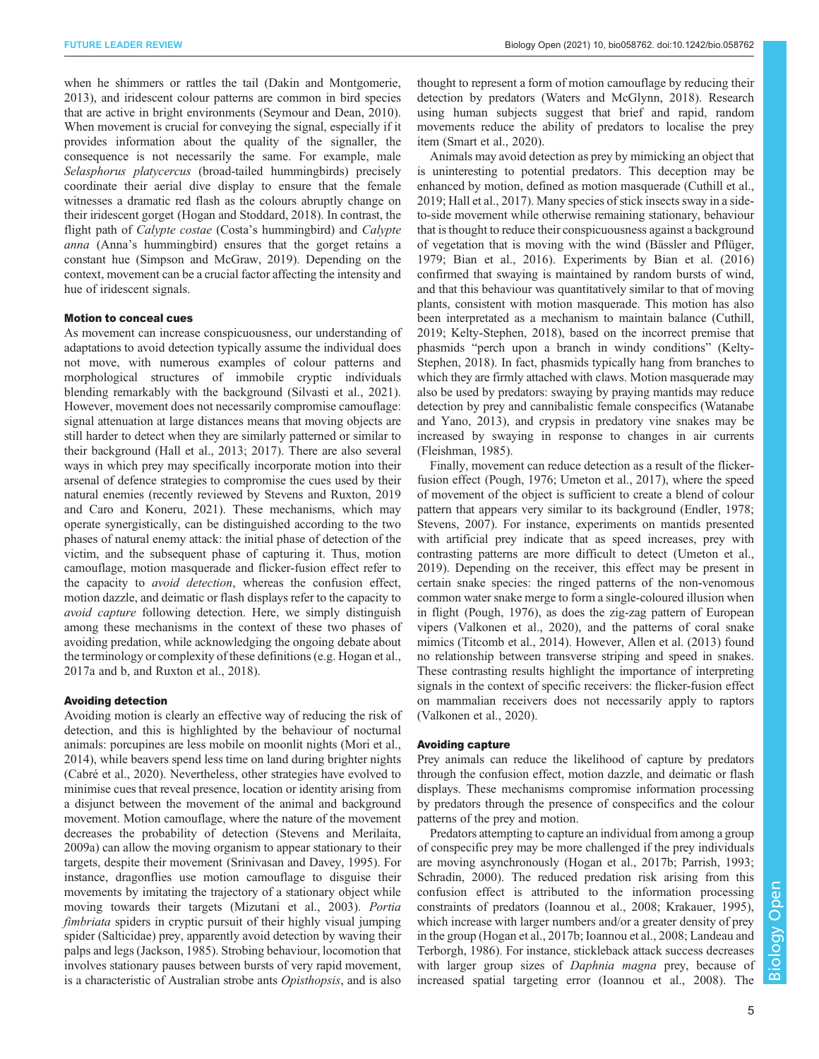when he shimmers or rattles the tail (Dakin and Montgomerie, 2013), and iridescent colour patterns are common in bird species that are active in bright environments (Seymour and Dean, 2010). When movement is crucial for conveying the signal, especially if it provides information about the quality of the signaller, the consequence is not necessarily the same. For example, male *Selasphorus platycercus* (broad-tailed hummingbirds) precisely coordinate their aerial dive display to ensure that the female witnesses a dramatic red flash as the colours abruptly change on their iridescent gorget (Hogan and Stoddard, 2018). In contrast, the flight path of *Calypte costae* (Costa's hummingbird) and *Calypte anna* (Anna's hummingbird) ensures that the gorget retains a constant hue (Simpson and McGraw, 2019). Depending on the context, movement can be a crucial factor affecting the intensity and hue of iridescent signals.

### Motion to conceal cues

As movement can increase conspicuousness, our understanding of adaptations to avoid detection typically assume the individual does not move, with numerous examples of colour patterns and morphological structures of immobile cryptic individuals blending remarkably with the background (Silvasti et al., 2021). However, movement does not necessarily compromise camouflage: signal attenuation at large distances means that moving objects are still harder to detect when they are similarly patterned or similar to their background (Hall et al., 2013; 2017). There are also several ways in which prey may specifically incorporate motion into their arsenal of defence strategies to compromise the cues used by their natural enemies (recently reviewed by Stevens and Ruxton, 2019 and Caro and Koneru, 2021). These mechanisms, which may operate synergistically, can be distinguished according to the two phases of natural enemy attack: the initial phase of detection of the victim, and the subsequent phase of capturing it. Thus, motion camouflage, motion masquerade and flicker-fusion effect refer to the capacity to *avoid detection*, whereas the confusion effect, motion dazzle, and deimatic or flash displays refer to the capacity to *avoid capture* following detection. Here, we simply distinguish among these mechanisms in the context of these two phases of avoiding predation, while acknowledging the ongoing debate about the terminology or complexity of these definitions (e.g. Hogan et al., 2017a and b, and Ruxton et al., 2018).

### Avoiding detection

Avoiding motion is clearly an effective way of reducing the risk of detection, and this is highlighted by the behaviour of nocturnal animals: porcupines are less mobile on moonlit nights (Mori et al., 2014), while beavers spend less time on land during brighter nights (Cabré et al., 2020). Nevertheless, other strategies have evolved to minimise cues that reveal presence, location or identity arising from a disjunct between the movement of the animal and background movement. Motion camouflage, where the nature of the movement decreases the probability of detection (Stevens and Merilaita, 2009a) can allow the moving organism to appear stationary to their targets, despite their movement (Srinivasan and Davey, 1995). For instance, dragonflies use motion camouflage to disguise their movements by imitating the trajectory of a stationary object while moving towards their targets (Mizutani et al., 2003). *Portia fimbriata* spiders in cryptic pursuit of their highly visual jumping spider (Salticidae) prey, apparently avoid detection by waving their palps and legs (Jackson, 1985). Strobing behaviour, locomotion that involves stationary pauses between bursts of very rapid movement, is a characteristic of Australian strobe ants *Opisthopsis*, and is also thought to represent a form of motion camouflage by reducing their detection by predators (Waters and McGlynn, 2018). Research using human subjects suggest that brief and rapid, random movements reduce the ability of predators to localise the prey item (Smart et al., 2020).

Animals may avoid detection as prey by mimicking an object that is uninteresting to potential predators. This deception may be enhanced by motion, defined as motion masquerade (Cuthill et al., 2019; Hall et al., 2017). Many species of stick insects sway in a side-to-side movement while otherwise remaining stationary, behaviour that is thought to reduce their conspicuousness against a background of vegetation that is moving with the wind (Bässler and Pflüger, 1979; Bian et al., 2016). Experiments by Bian et al. (2016) confirmed that swaying is maintained by random bursts of wind, and that this behaviour was quantitatively similar to that of moving plants, consistent with motion masquerade. This motion has also been interpreted as a mechanism to maintain balance (Cuthill, 2019; Kelty-Stephen, 2018), based on the incorrect premise that phasmids "perch upon a branch in windy conditions" (Kelty-Stephen, 2018). In fact, phasmids typically hang from branches to which they are firmly attached with claws. Motion masquerade may also be used by predators: swaying by praying mantids may reduce detection by prey and cannibalistic female conspecifics (Watanabe and Yano, 2013), and crypsis in predatory vine snakes may be increased by swaying in response to changes in air currents (Fleishman, 1985).

Finally, movement can reduce detection as a result of the flicker-fusion effect (Pough, 1976; Umeton et al., 2017), where the speed of movement of the object is sufficient to create a blend of colour pattern that appears very similar to its background (Endler, 1978; Stevens, 2007). For instance, experiments on mantids presented with artificial prey indicate that as speed increases, prey with contrasting patterns are more difficult to detect (Umeton et al., 2019). Depending on the receiver, this effect may be present in certain snake species: the ringed patterns of the non-venomous common water snake merge to form a single-coloured illusion when in flight (Pough, 1976), as does the zig-zag pattern of European vipers (Valkonen et al., 2020), and the patterns of coral snake mimics (Titcomb et al., 2014). However, Allen et al. (2013) found no relationship between transverse striping and speed in snakes. These contrasting results highlight the importance of interpreting signals in the context of specific receivers: the flicker-fusion effect on mammalian receivers does not necessarily apply to raptors (Valkonen et al., 2020).

### Avoiding capture

Prey animals can reduce the likelihood of capture by predators through the confusion effect, motion dazzle, and deimatic or flash displays. These mechanisms compromise information processing by predators through the presence of conspecifics and the colour patterns of the prey and motion.

Predators attempting to capture an individual from among a group of conspecific prey may be more challenged if the prey individuals are moving asynchronously (Hogan et al., 2017b; Parrish, 1993; Schradin, 2000). The reduced predation risk arising from this confusion effect is attributed to the information processing constraints of predators (Ioannou et al., 2008; Krakauer, 1995), which increase with larger numbers and/or a greater density of prey in the group (Hogan et al., 2017b; Ioannou et al., 2008; Landeau and Terborgh, 1986). For instance, stickleback attack success decreases with larger group sizes of *Daphnia magna* prey, because of increased spatial targeting error (Ioannou et al., 2008). The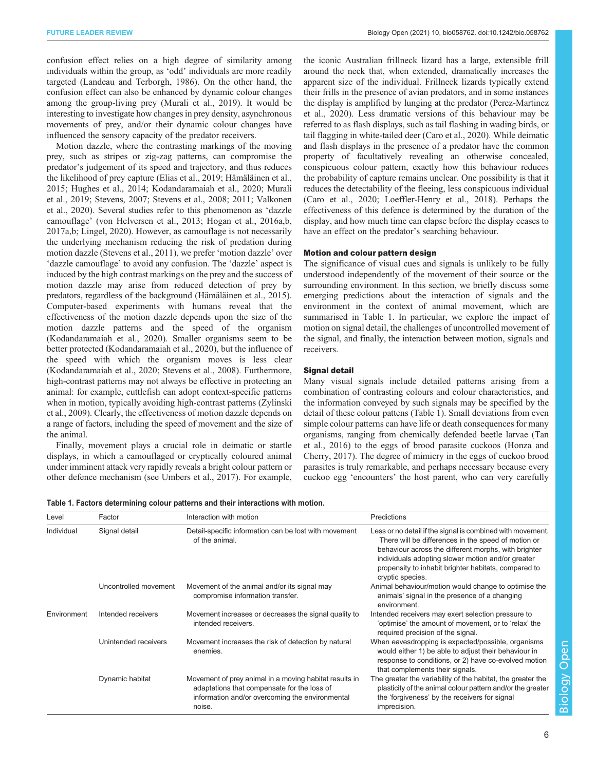confusion effect relies on a high degree of similarity among individuals within the group, as 'odd' individuals are more readily targeted (Landeau and Terborgh, 1986). On the other hand, the confusion effect can also be enhanced by dynamic colour changes among the group-living prey (Murali et al., 2019). It would be interesting to investigate how changes in prey density, asynchronous movements of prey, and/or their dynamic colour changes have influenced the sensory capacity of the predator receivers.

Motion dazzle, where the contrasting markings of the moving prey, such as stripes or zig-zag patterns, can compromise the predator's judgement of its speed and trajectory, and thus reduces the likelihood of prey capture (Elias et al., 2019; Hämäläinen et al., 2015; Hughes et al., 2014; Kodandaramaiah et al., 2020; Murali et al., 2019; Stevens, 2007; Stevens et al., 2008; 2011; Valkonen et al., 2020). Several studies refer to this phenomenon as 'dazzle camouflage' (von Helversen et al., 2013; Hogan et al., 2016a,b, 2017a,b; Lingel, 2020). However, as camouflage is not necessarily the underlying mechanism reducing the risk of predation during motion dazzle (Stevens et al., 2011), we prefer 'motion dazzle' over 'dazzle camouflage' to avoid any confusion. The 'dazzle' aspect is induced by the high contrast markings on the prey and the success of motion dazzle may arise from reduced detection of prey by predators, regardless of the background (Hämäläinen et al., 2015). Computer-based experiments with humans reveal that the effectiveness of the motion dazzle depends upon the size of the motion dazzle patterns and the speed of the organism (Kodandaramaiah et al., 2020). Smaller organisms seem to be better protected (Kodandaramaiah et al., 2020), but the influence of the speed with which the organism moves is less clear (Kodandaramaiah et al., 2020; Stevens et al., 2008). Furthermore, high-contrast patterns may not always be effective in protecting an animal: for example, cuttlefish can adopt context-specific patterns when in motion, typically avoiding high-contrast patterns (Zylinski et al., 2009). Clearly, the effectiveness of motion dazzle depends on a range of factors, including the speed of movement and the size of the animal.

Finally, movement plays a crucial role in deimatic or startle displays, in which a camouflaged or cryptically coloured animal under imminent attack very rapidly reveals a bright colour pattern or other defence mechanism (see Umbers et al., 2017). For example, the iconic Australian frillneck lizard has a large, extensible frill around the neck that, when extended, dramatically increases the apparent size of the individual. Frillneck lizards typically extend their frills in the presence of avian predators, and in some instances the display is amplified by lunging at the predator (Perez-Martinez et al., 2020). Less dramatic versions of this behaviour may be referred to as flash displays, such as tail flashing in wading birds, or tail flagging in white-tailed deer (Caro et al., 2020). While deimatic and flash displays in the presence of a predator have the common property of facultatively revealing an otherwise concealed, conspicuous colour pattern, exactly how this behaviour reduces the probability of capture remains unclear. One possibility is that it reduces the detectability of the fleeing, less conspicuous individual (Caro et al., 2020; Loeffler-Henry et al., 2018). Perhaps the effectiveness of this defence is determined by the duration of the display, and how much time can elapse before the display ceases to have an effect on the predator's searching behaviour.

## Motion and colour pattern design

The significance of visual cues and signals is unlikely to be fully understood independently of the movement of their source or the surrounding environment. In this section, we briefly discuss some emerging predictions about the interaction of signals and the environment in the context of animal movement, which are summarised in Table 1. In particular, we explore the impact of motion on signal detail, the challenges of uncontrolled movement of the signal, and finally, the interaction between motion, signals and receivers.

### Signal detail

Many visual signals include detailed patterns arising from a combination of contrasting colours and colour characteristics, and the information conveyed by such signals may be specified by the detail of these colour pattens (Table 1). Small deviations from even simple colour patterns can have life or death consequences for many organisms, ranging from chemically defended beetle larvae (Tan et al., 2016) to the eggs of brood parasite cuckoos (Honza and Cherry, 2017). The degree of mimicry in the eggs of cuckoo brood parasites is truly remarkable, and perhaps necessary because every cuckoo egg 'encounters' the host parent, who can very carefully

**Table 1. Factors determining colour patterns and their interactions with motion.**

| Level | Factor | Interaction with motion | Predictions |
|---|---|---|---|
| Individual | Signal detail | Detail-specific information can be lost with movement of the animal. | Less or no detail if the signal is combined with movement. There will be differences in the speed of motion or behaviour across the different morphs, with brighter individuals adopting slower motion and/or greater propensity to inhabit brighter habitats, compared to cryptic species. |
| | Uncontrolled movement | Movement of the animal and/or its signal may compromise information transfer. | Animal behaviour/motion would change to optimise the animals' signal in the presence of a changing environment. |
| Environment | Intended receivers | Movement increases or decreases the signal quality to intended receivers. | Intended receivers may exert selection pressure to 'optimise' the amount of movement, or to 'relax' the required precision of the signal. |
| | Unintended receivers | Movement increases the risk of detection by natural enemies. | When eavesdropping is expected/possible, organisms would either 1) be able to adjust their behaviour in response to conditions, or 2) have co-evolved motion that complements their signals. |
| | Dynamic habitat | Movement of prey animal in a moving habitat results in adaptations that compensate for the loss of information and/or overcoming the environmental noise. | The greater the variability of the habitat, the greater the plasticity of the animal colour pattern and/or the greater the 'forgiveness' by the receivers for signal imprecision. |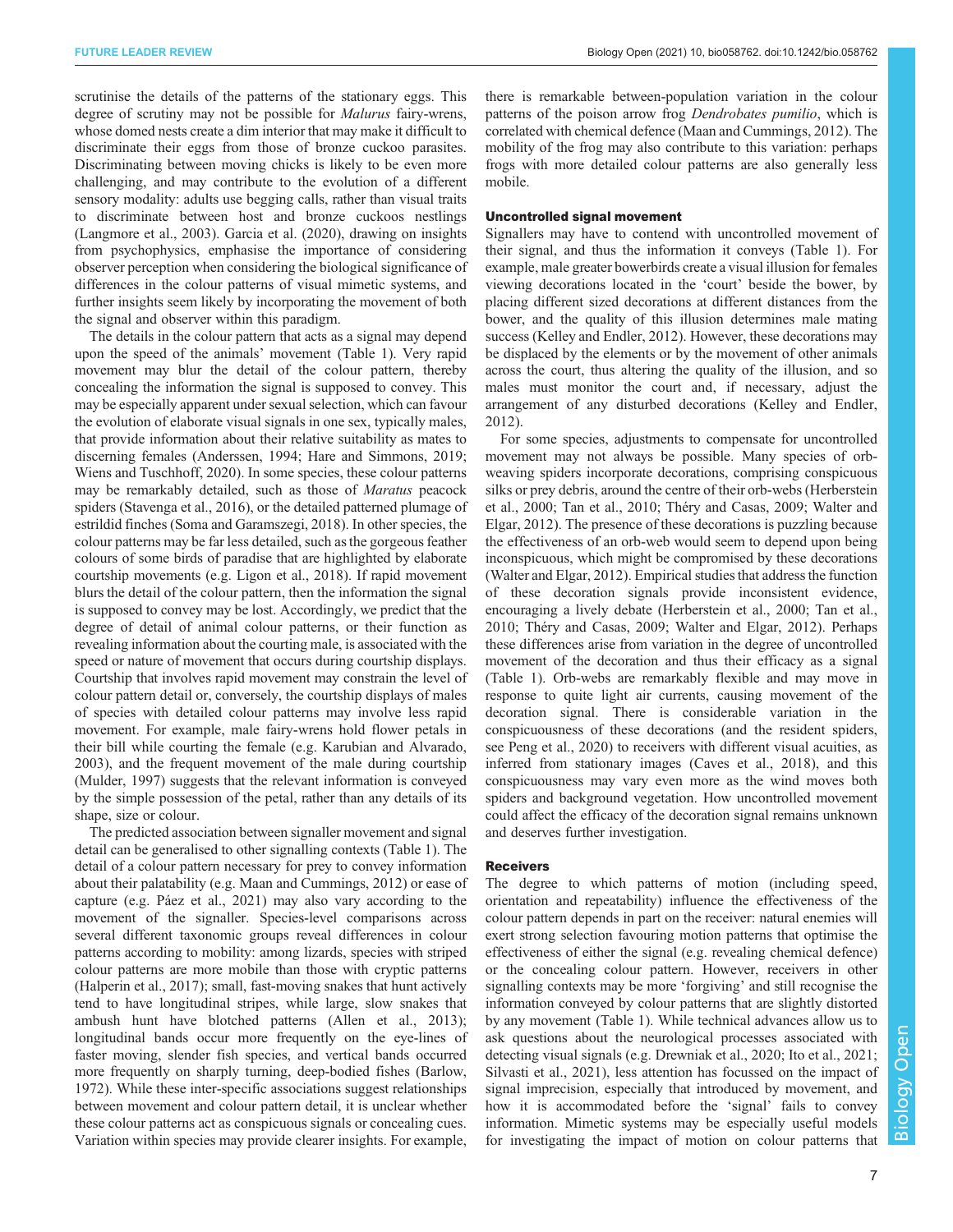scrutinise the details of the patterns of the stationary eggs. This degree of scrutiny may not be possible for *Malurus* fairy-wrens, whose domed nests create a dim interior that may make it difficult to discriminate their eggs from those of bronze cuckoo parasites. Discriminating between moving chicks is likely to be even more challenging, and may contribute to the evolution of a different sensory modality: adults use begging calls, rather than visual traits to discriminate between host and bronze cuckoos nestlings (Langmore et al., 2003). Garcia et al. (2020), drawing on insights from psychophysics, emphasise the importance of considering observer perception when considering the biological significance of differences in the colour patterns of visual mimetic systems, and further insights seem likely by incorporating the movement of both the signal and observer within this paradigm.

The details in the colour pattern that acts as a signal may depend upon the speed of the animals' movement (Table 1). Very rapid movement may blur the detail of the colour pattern, thereby concealing the information the signal is supposed to convey. This may be especially apparent under sexual selection, which can favour the evolution of elaborate visual signals in one sex, typically males, that provide information about their relative suitability as mates to discerning females (Anderssen, 1994; Hare and Simmons, 2019; Wiens and Tuschhoff, 2020). In some species, these colour patterns may be remarkably detailed, such as those of *Maratus* peacock spiders (Stavenga et al., 2016), or the detailed patterned plumage of estrildid finches (Soma and Garamszegi, 2018). In other species, the colour patterns may be far less detailed, such as the gorgeous feather colours of some birds of paradise that are highlighted by elaborate courtship movements (e.g. Ligon et al., 2018). If rapid movement blurs the detail of the colour pattern, then the information the signal is supposed to convey may be lost. Accordingly, we predict that the degree of detail of animal colour patterns, or their function as revealing information about the courting male, is associated with the speed or nature of movement that occurs during courtship displays. Courtship that involves rapid movement may constrain the level of colour pattern detail or, conversely, the courtship displays of males of species with detailed colour patterns may involve less rapid movement. For example, male fairy-wrens hold flower petals in their bill while courting the female (e.g. Karubian and Alvarado, 2003), and the frequent movement of the male during courtship (Mulder, 1997) suggests that the relevant information is conveyed by the simple possession of the petal, rather than any details of its shape, size or colour.

The predicted association between signaller movement and signal detail can be generalised to other signalling contexts (Table 1). The detail of a colour pattern necessary for prey to convey information about their palatability (e.g. Maan and Cummings, 2012) or ease of capture (e.g. Páez et al., 2021) may also vary according to the movement of the signaller. Species-level comparisons across several different taxonomic groups reveal differences in colour patterns according to mobility: among lizards, species with striped colour patterns are more mobile than those with cryptic patterns (Halperin et al., 2017); small, fast-moving snakes that hunt actively tend to have longitudinal stripes, while large, slow snakes that ambush hunt have blotched patterns (Allen et al., 2013); longitudinal bands occur more frequently on the eye-lines of faster moving, slender fish species, and vertical bands occurred more frequently on sharply turning, deep-bodied fishes (Barlow, 1972). While these inter-specific associations suggest relationships between movement and colour pattern detail, it is unclear whether these colour patterns act as conspicuous signals or concealing cues. Variation within species may provide clearer insights. For example, there is remarkable between-population variation in the colour patterns of the poison arrow frog *Dendrobates pumilio*, which is correlated with chemical defence (Maan and Cummings, 2012). The mobility of the frog may also contribute to this variation: perhaps frogs with more detailed colour patterns are also generally less mobile.

### Uncontrolled signal movement

Signallers may have to contend with uncontrolled movement of their signal, and thus the information it conveys (Table 1). For example, male greater bowerbirds create a visual illusion for females viewing decorations located in the 'court' beside the bower, by placing different sized decorations at different distances from the bower, and the quality of this illusion determines male mating success (Kelley and Endler, 2012). However, these decorations may be displaced by the elements or by the movement of other animals across the court, thus altering the quality of the illusion, and so males must monitor the court and, if necessary, adjust the arrangement of any disturbed decorations (Kelley and Endler, 2012).

For some species, adjustments to compensate for uncontrolled movement may not always be possible. Many species of orb-weaving spiders incorporate decorations, comprising conspicuous silks or prey debris, around the centre of their orb-webs (Herberstein et al., 2000; Tan et al., 2010; Théry and Casas, 2009; Walter and Elgar, 2012). The presence of these decorations is puzzling because the effectiveness of an orb-web would seem to depend upon being inconspicuous, which might be compromised by these decorations (Walter and Elgar, 2012). Empirical studies that address the function of these decoration signals provide inconsistent evidence, encouraging a lively debate (Herberstein et al., 2000; Tan et al., 2010; Théry and Casas, 2009; Walter and Elgar, 2012). Perhaps these differences arise from variation in the degree of uncontrolled movement of the decoration and thus their efficacy as a signal (Table 1). Orb-webs are remarkably flexible and may move in response to quite light air currents, causing movement of the decoration signal. There is considerable variation in the conspicuousness of these decorations (and the resident spiders, see Peng et al., 2020) to receivers with different visual acuities, as inferred from stationary images (Caves et al., 2018), and this conspicuousness may vary even more as the wind moves both spiders and background vegetation. How uncontrolled movement could affect the efficacy of the decoration signal remains unknown and deserves further investigation.

### Receivers

The degree to which patterns of motion (including speed, orientation and repeatability) influence the effectiveness of the colour pattern depends in part on the receiver: natural enemies will exert strong selection favouring motion patterns that optimise the effectiveness of either the signal (e.g. revealing chemical defence) or the concealing colour pattern. However, receivers in other signalling contexts may be more 'forgiving' and still recognise the information conveyed by colour patterns that are slightly distorted by any movement (Table 1). While technical advances allow us to ask questions about the neurological processes associated with detecting visual signals (e.g. Drewniak et al., 2020; Ito et al., 2021; Silvasti et al., 2021), less attention has focussed on the impact of signal imprecision, especially that introduced by movement, and how it is accommodated before the 'signal' fails to convey information. Mimetic systems may be especially useful models for investigating the impact of motion on colour patterns that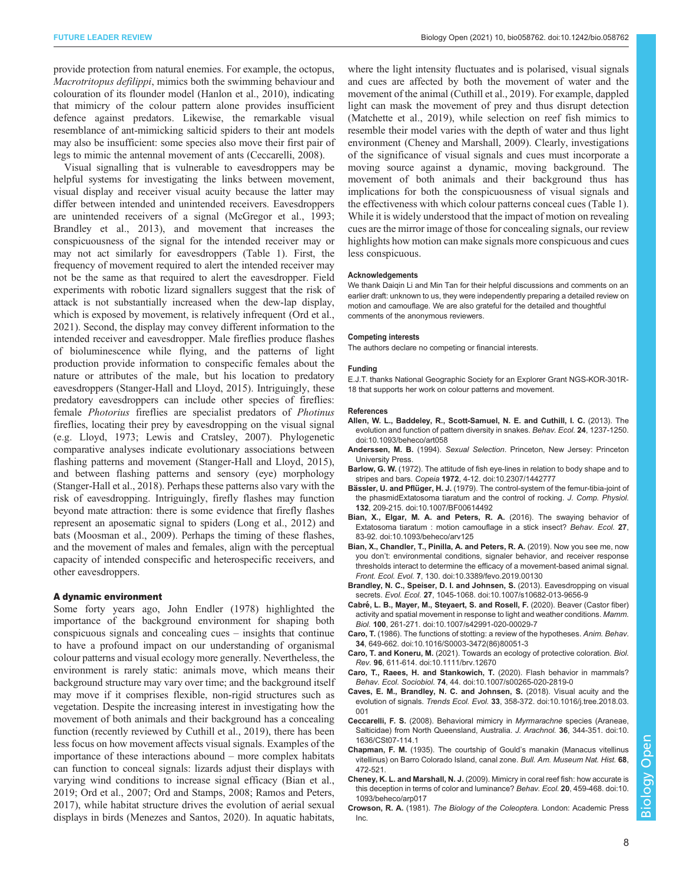provide protection from natural enemies. For example, the octopus, *Macrotritopus defilippi*, mimics both the swimming behaviour and colouration of its flounder model (Hanlon et al., 2010), indicating that mimicry of the colour pattern alone provides insufficient defence against predators. Likewise, the remarkable visual resemblance of ant-mimicking salticid spiders to their ant models may also be insufficient: some species also move their first pair of legs to mimic the antennal movement of ants (Ceccarelli, 2008).

Visual signalling that is vulnerable to eavesdroppers may be helpful systems for investigating the links between movement, visual display and receiver visual acuity because the latter may differ between intended and unintended receivers. Eavesdroppers are unintended receivers of a signal (McGregor et al., 1993; Brandley et al., 2013), and movement that increases the conspicuousness of the signal for the intended receiver may or may not act similarly for eavesdroppers (Table 1). First, the frequency of movement required to alert the intended receiver may not be the same as that required to alert the eavesdropper. Field experiments with robotic lizard signallers suggest that the risk of attack is not substantially increased when the dew-lap display, which is exposed by movement, is relatively infrequent (Ord et al., 2021). Second, the display may convey different information to the intended receiver and eavesdropper. Male fireflies produce flashes of bioluminescence while flying, and the patterns of light production provide information to conspecific females about the nature or attributes of the male, but his location to predatory eavesdroppers (Stanger-Hall and Lloyd, 2015). Intriguingly, these predatory eavesdroppers can include other species of fireflies: female *Photorius* fireflies are specialist predators of *Photinus* fireflies, locating their prey by eavesdropping on the visual signal (e.g. Lloyd, 1973; Lewis and Cratsley, 2007). Phylogenetic comparative analyses indicate evolutionary associations between flashing patterns and movement (Stanger-Hall and Lloyd, 2015), and between flashing patterns and sensory (eye) morphology (Stanger-Hall et al., 2018). Perhaps these patterns also vary with the risk of eavesdropping. Intriguingly, firefly flashes may function beyond mate attraction: there is some evidence that firefly flashes represent an aposematic signal to spiders (Long et al., 2012) and bats (Moosman et al., 2009). Perhaps the timing of these flashes, and the movement of males and females, align with the perceptual capacity of intended conspecific and heterospecific receivers, and other eavesdroppers.

## A dynamic environment

Some forty years ago, John Endler (1978) highlighted the importance of the background environment for shaping both conspicuous signals and concealing cues – insights that continue to have a profound impact on our understanding of organismal colour patterns and visual ecology more generally. Nevertheless, the environment is rarely static: animals move, which means their background structure may vary over time; and the background itself may move if it comprises flexible, non-rigid structures such as vegetation. Despite the increasing interest in investigating how the movement of both animals and their background has a concealing function (recently reviewed by Cuthill et al., 2019), there has been less focus on how movement affects visual signals. Examples of the importance of these interactions abound – more complex habitats can function to conceal signals: lizards adjust their displays with varying wind conditions to increase signal efficacy (Bian et al., 2019; Ord et al., 2007; Ord and Stamps, 2008; Ramos and Peters, 2017), while habitat structure drives the evolution of aerial sexual displays in birds (Menezes and Santos, 2020). In aquatic habitats, where the light intensity fluctuates and is polarised, visual signals and cues are affected by both the movement of water and the movement of the animal (Cuthill et al., 2019). For example, dappled light can mask the movement of prey and thus disrupt detection (Matchette et al., 2019), while selection on reef fish mimics to resemble their model varies with the depth of water and thus light environment (Cheney and Marshall, 2009). Clearly, investigations of the significance of visual signals and cues must incorporate a moving source against a dynamic, moving background. The movement of both animals and their background thus has implications for both the conspicuousness of visual signals and the effectiveness with which colour patterns conceal cues (Table 1). While it is widely understood that the impact of motion on revealing cues are the mirror image of those for concealing signals, our review highlights how motion can make signals more conspicuous and cues less conspicuous.

#### Acknowledgements
We thank Daiqin Li and Min Tan for their helpful discussions and comments on an earlier draft: unknown to us, they were independently preparing a detailed review on motion and camouflage. We are also grateful for the detailed and thoughtful comments of the anonymous reviewers.

#### Competing interests
The authors declare no competing or financial interests.

#### Funding
E.J.T. thanks National Geographic Society for an Explorer Grant NGS-KOR-301R-18 that supports her work on colour patterns and movement.

#### References
**Allen, W. L., Baddeley, R., Scott-Samuel, N. E. and Cuthill, I. C.** (2013). The evolution and function of pattern diversity in snakes. *Behav. Ecol.* **24**, 1237-1250. doi:10.1093/beheco/art058

**Anderssen, M. B.** (1994). *Sexual Selection*. Princeton, New Jersey: Princeton University Press.

**Barlow, G. W.** (1972). The attitude of fish eye-lines in relation to body shape and to stripes and bars. *Copeia* **1972**, 4-12. doi:10.2307/1442777

**Bässler, U. and Pflüger, H. J.** (1979). The control-system of the femur-tibia-joint of the phasmidExtatosoma tiaratum and the control of rocking. *J. Comp. Physiol.* **132**, 209-215. doi:10.1007/BF00614492

**Bian, X., Elgar, M. A. and Peters, R. A.** (2016). The swaying behavior of Extatosoma tiaratum : motion camouflage in a stick insect? *Behav. Ecol.* **27**, 83-92. doi:10.1093/beheco/arv125

**Bian, X., Chandler, T., Pinilla, A. and Peters, R. A.** (2019). Now you see me, now you don't: environmental conditions, signaler behavior, and receiver response thresholds interact to determine the efficacy of a movement-based animal signal. *Front. Ecol. Evol.* **7**, 130. doi:10.3389/fevo.2019.00130

**Brandley, N. C., Speiser, D. I. and Johnsen, S.** (2013). Eavesdropping on visual secrets. *Evol. Ecol.* **27**, 1045-1068. doi:10.1007/s10682-013-9656-9

**Cabré, L. B., Mayer, M., Steyaert, S. and Rosell, F.** (2020). Beaver (Castor fiber) activity and spatial movement in response to light and weather conditions. *Mamm. Biol.* **100**, 261-271. doi:10.1007/s42991-020-00029-7

**Caro, T.** (1986). The functions of stotting: a review of the hypotheses. *Anim. Behav.* **34**, 649-662. doi:10.1016/S0003-3472(86)80051-3

**Caro, T. and Koneru, M.** (2021). Towards an ecology of protective coloration. *Biol. Rev.* **96**, 611-614. doi:10.1111/brv.12670

**Caro, T., Raees, H. and Stankowich, T.** (2020). Flash behavior in mammals? *Behav. Ecol. Sociobiol.* **74**, 44. doi:10.1007/s00265-020-2819-0

**Caves, E. M., Brandley, N. C. and Johnsen, S.** (2018). Visual acuity and the evolution of signals. *Trends Ecol. Evol.* **33**, 358-372. doi:10.1016/j.tree.2018.03.001

**Ceccarelli, F. S.** (2008). Behavioral mimicry in *Myrmarachne* species (Araneae, Salticidae) from North Queensland, Australia. *J. Arachnol.* **36**, 344-351. doi:10.1636/CSt07-114.1

**Chapman, F. M.** (1935). The courtship of Gould's manakin (Manacus vitellinus vitellinus) on Barro Colorado Island, canal zone. *Bull. Am. Museum Nat. Hist.* **68**, 472-521.

**Cheney, K. L. and Marshall, N. J.** (2009). Mimicry in coral reef fish: how accurate is this deception in terms of color and luminance? *Behav. Ecol.* **20**, 459-468. doi:10.1093/beheco/arp017

**Crowson, R. A.** (1981). *The Biology of the Coleoptera*. London: Academic Press Inc.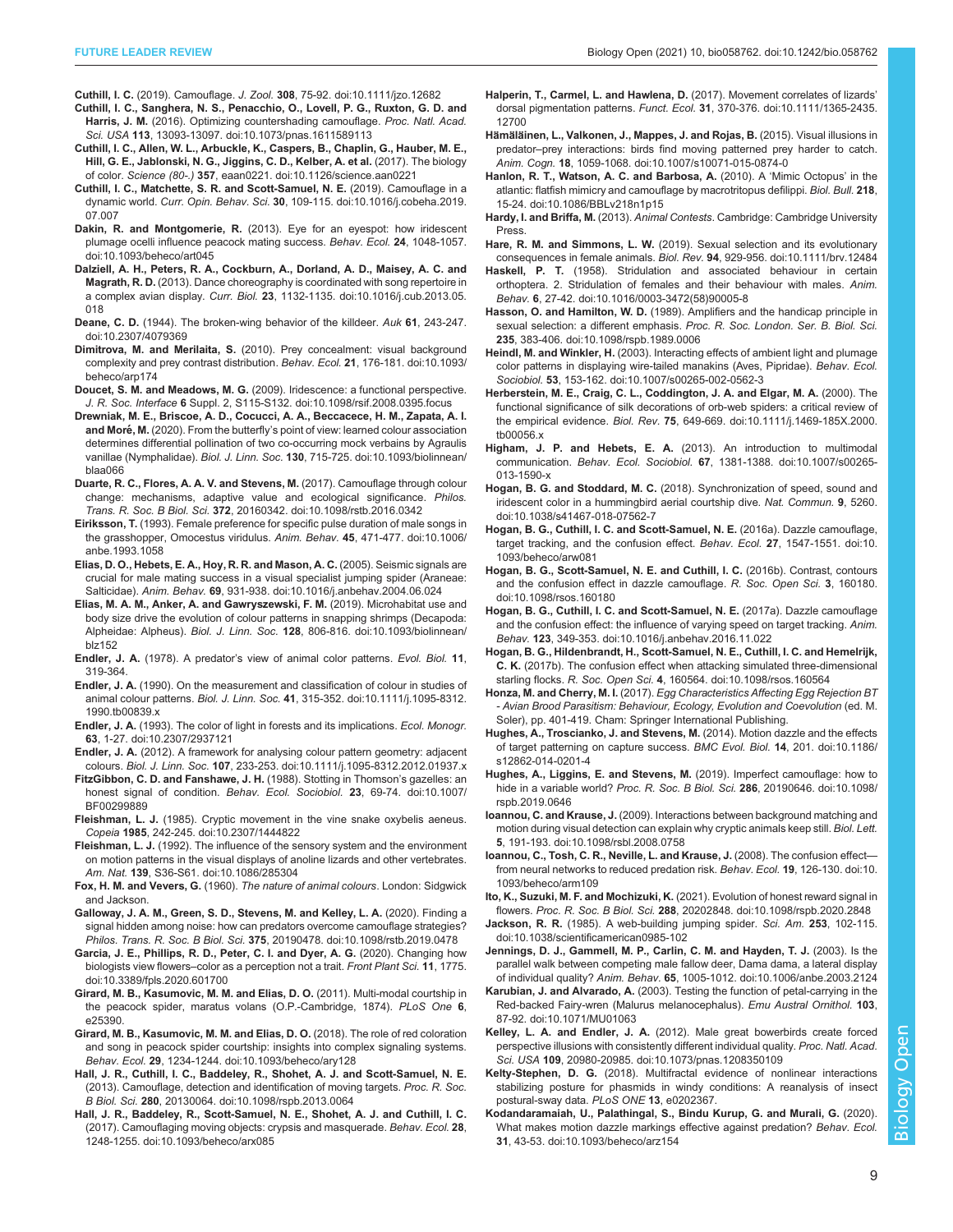**Cuthill, I. C.** (2019). Camouflage. *J. Zool.* **308**, 75-92. doi:10.1111/jzo.12682

**Cuthill, I. C., Sanghera, N. S., Penacchio, O., Lovell, P. G., Ruxton, G. D. and Harris, J. M.** (2016). Optimizing countershading camouflage. *Proc. Natl. Acad. Sci. USA* **113**, 13093-13097. doi:10.1073/pnas.1611589113

**Cuthill, I. C., Allen, W. L., Arbuckle, K., Caspers, B., Chaplin, G., Hauber, M. E., Hill, G. E., Jablonski, N. G., Jiggins, C. D., Kelber, A. et al.** (2017). The biology of color. *Science (80-.)* **357**, eaan0221. doi:10.1126/science.aan0221

**Cuthill, I. C., Matchette, S. R. and Scott-Samuel, N. E.** (2019). Camouflage in a dynamic world. *Curr. Opin. Behav. Sci.* **30**, 109-115. doi:10.1016/j.cobeha.2019.07.007

**Dakin, R. and Montgomerie, R.** (2013). Eye for an eyespot: how iridescent plumage ocelli influence peacock mating success. *Behav. Ecol.* **24**, 1048-1057. doi:10.1093/beheco/art045

**Dalziell, A. H., Peters, R. A., Cockburn, A., Dorland, A. D., Maisey, A. C. and Magrath, R. D.** (2013). Dance choreography is coordinated with song repertoire in a complex avian display. *Curr. Biol.* **23**, 1132-1135. doi:10.1016/j.cub.2013.05.018

**Deane, C. D.** (1944). The broken-wing behavior of the killdeer. *Auk* **61**, 243-247. doi:10.2307/4079369

**Dimitrova, M. and Merilaita, S.** (2010). Prey concealment: visual background complexity and prey contrast distribution. *Behav. Ecol.* **21**, 176-181. doi:10.1093/beheco/arp174

**Doucet, S. M. and Meadows, M. G.** (2009). Iridescence: a functional perspective. *J. R. Soc. Interface* **6** Suppl. 2, S115-S132. doi:10.1098/rsif.2008.0395.focus

**Drewniak, M. E., Briscoe, A. D., Cocucci, A. A., Beccacece, H. M., Zapata, A. I. and Moré, M.** (2020). From the butterfly's point of view: learned colour association determines differential pollination of two co-occurring mock verbains by Agraulis vanillae (Nymphalidae). *Biol. J. Linn. Soc.* **130**, 715-725. doi:10.1093/biolinnean/blaa066

**Duarte, R. C., Flores, A. A. V. and Stevens, M.** (2017). Camouflage through colour change: mechanisms, adaptive value and ecological significance. *Philos. Trans. R. Soc. B Biol. Sci.* **372**, 20160342. doi:10.1098/rstb.2016.0342

**Eiriksson, T.** (1993). Female preference for specific pulse duration of male songs in the grasshopper, Omocestus viridulus. *Anim. Behav.* **45**, 471-477. doi:10.1006/anbe.1993.1058

**Elias, D. O., Hebets, E. A., Hoy, R. R. and Mason, A. C.** (2005). Seismic signals are crucial for male mating success in a visual specialist jumping spider (Araneae: Salticidae). *Anim. Behav.* **69**, 931-938. doi:10.1016/j.anbehav.2004.06.024

**Elias, M. A. M., Anker, A. and Gawryszewski, F. M.** (2019). Microhabitat use and body size drive the evolution of colour patterns in snapping shrimps (Decapoda: Alpheidae: Alpheus). *Biol. J. Linn. Soc.* **128**, 806-816. doi:10.1093/biolinnean/blz152

**Endler, J. A.** (1978). A predator's view of animal color patterns. *Evol. Biol.* **11**, 319-364.

**Endler, J. A.** (1990). On the measurement and classification of colour in studies of animal colour patterns. *Biol. J. Linn. Soc.* **41**, 315-352. doi:10.1111/j.1095-8312.1990.tb00839.x

**Endler, J. A.** (1993). The color of light in forests and its implications. *Ecol. Monogr.* **63**, 1-27. doi:10.2307/2937121

**Endler, J. A.** (2012). A framework for analysing colour pattern geometry: adjacent colours. *Biol. J. Linn. Soc.* **107**, 233-253. doi:10.1111/j.1095-8312.2012.01937.x

**FitzGibbon, C. D. and Fanshawe, J. H.** (1988). Stotting in Thomson's gazelles: an honest signal of condition. *Behav. Ecol. Sociobiol.* **23**, 69-74. doi:10.1007/BF00299889

**Fleishman, L. J.** (1985). Cryptic movement in the vine snake oxybelis aeneus. *Copeia* **1985**, 242-245. doi:10.2307/1444822

**Fleishman, L. J.** (1992). The influence of the sensory system and the environment on motion patterns in the visual displays of anoline lizards and other vertebrates. *Am. Nat.* **139**, S36-S61. doi:10.1086/285304

**Fox, H. M. and Vevers, G.** (1960). *The nature of animal colours*. London: Sidgwick and Jackson.

**Galloway, J. A. M., Green, S. D., Stevens, M. and Kelley, L. A.** (2020). Finding a signal hidden among noise: how can predators overcome camouflage strategies? *Philos. Trans. R. Soc. B Biol. Sci.* **375**, 20190478. doi:10.1098/rstb.2019.0478

**Garcia, J. E., Phillips, R. D., Peter, C. I. and Dyer, A. G.** (2020). Changing how biologists view flowers–color as a perception not a trait. *Front Plant Sci.* **11**, 1775. doi:10.3389/fpls.2020.601700

**Girard, M. B., Kasumovic, M. M. and Elias, D. O.** (2011). Multi-modal courtship in the peacock spider, maratus volans (O.P.-Cambridge, 1874). *PLoS One* **6**, e25390.

**Girard, M. B., Kasumovic, M. M. and Elias, D. O.** (2018). The role of red coloration and song in peacock spider courtship: insights into complex signaling systems. *Behav. Ecol.* **29**, 1234-1244. doi:10.1093/beheco/ary128

**Hall, J. R., Cuthill, I. C., Baddeley, R., Shohet, A. J. and Scott-Samuel, N. E.** (2013). Camouflage, detection and identification of moving targets. *Proc. R. Soc. B Biol. Sci.* **280**, 20130064. doi:10.1098/rspb.2013.0064

**Hall, J. R., Baddeley, R., Scott-Samuel, N. E., Shohet, A. J. and Cuthill, I. C.** (2017). Camouflaging moving objects: crypsis and masquerade. *Behav. Ecol.* **28**, 1248-1255. doi:10.1093/beheco/arx085

**Halperin, T., Carmel, L. and Hawlena, D.** (2017). Movement correlates of lizards' dorsal pigmentation patterns. *Funct. Ecol.* **31**, 370-376. doi:10.1111/1365-2435.12700

**Hämäläinen, L., Valkonen, J., Mappes, J. and Rojas, B.** (2015). Visual illusions in predator–prey interactions: birds find moving patterned prey harder to catch. *Anim. Cogn.* **18**, 1059-1068. doi:10.1007/s10071-015-0874-0

**Hanlon, R. T., Watson, A. C. and Barbosa, A.** (2010). A 'Mimic Octopus' in the atlantic: flatfish mimicry and camouflage by macrotritopus defilippi. *Biol. Bull.* **218**, 15-24. doi:10.1086/BBLv218n1p15

**Hardy, I. and Briffa, M.** (2013). *Animal Contests*. Cambridge: Cambridge University Press.

**Hare, R. M. and Simmons, L. W.** (2019). Sexual selection and its evolutionary consequences in female animals. *Biol. Rev.* **94**, 929-956. doi:10.1111/brv.12484

**Haskell, P. T.** (1958). Stridulation and associated behaviour in certain orthoptera. 2. Stridulation of females and their behaviour with males. *Anim. Behav.* **6**, 27-42. doi:10.1016/0003-3472(58)90005-8

**Hasson, O. and Hamilton, W. D.** (1989). Amplifiers and the handicap principle in sexual selection: a different emphasis. *Proc. R. Soc. London. Ser. B. Biol. Sci.* **235**, 383-406. doi:10.1098/rspb.1989.0006

**Heindl, M. and Winkler, H.** (2003). Interacting effects of ambient light and plumage color patterns in displaying wire-tailed manakins (Aves, Pipridae). *Behav. Ecol. Sociobiol.* **53**, 153-162. doi:10.1007/s00265-002-0562-3

**Herberstein, M. E., Craig, C. L., Coddington, J. A. and Elgar, M. A.** (2000). The functional significance of silk decorations of orb-web spiders: a critical review of the empirical evidence. *Biol. Rev.* **75**, 649-669. doi:10.1111/j.1469-185X.2000.tb00056.x

**Higham, J. P. and Hebets, E. A.** (2013). An introduction to multimodal communication. *Behav. Ecol. Sociobiol.* **67**, 1381-1388. doi:10.1007/s00265-013-1590-x

**Hogan, B. G. and Stoddard, M. C.** (2018). Synchronization of speed, sound and iridescent color in a hummingbird aerial courtship dive. *Nat. Commun.* **9**, 5260. doi:10.1038/s41467-018-07562-7

**Hogan, B. G., Cuthill, I. C. and Scott-Samuel, N. E.** (2016a). Dazzle camouflage, target tracking, and the confusion effect. *Behav. Ecol.* **27**, 1547-1551. doi:10.1093/beheco/arw081

**Hogan, B. G., Scott-Samuel, N. E. and Cuthill, I. C.** (2016b). Contrast, contours and the confusion effect in dazzle camouflage. *R. Soc. Open Sci.* **3**, 160180. doi:10.1098/rsos.160180

**Hogan, B. G., Cuthill, I. C. and Scott-Samuel, N. E.** (2017a). Dazzle camouflage and the confusion effect: the influence of varying speed on target tracking. *Anim. Behav.* **123**, 349-353. doi:10.1016/j.anbehav.2016.11.022

**Hogan, B. G., Hildenbrandt, H., Scott-Samuel, N. E., Cuthill, I. C. and Hemelrijk, C. K.** (2017b). The confusion effect when attacking simulated three-dimensional starling flocks. *R. Soc. Open Sci.* **4**, 160564. doi:10.1098/rsos.160564

**Honza, M. and Cherry, M. I.** (2017). *Egg Characteristics Affecting Egg Rejection BT - Avian Brood Parasitism: Behaviour, Ecology, Evolution and Coevolution* (ed. M. Soler), pp. 401-419. Cham: Springer International Publishing.

**Hughes, A., Troscianko, J. and Stevens, M.** (2014). Motion dazzle and the effects of target patterning on capture success. *BMC Evol. Biol.* **14**, 201. doi:10.1186/s12862-014-0201-4

**Hughes, A., Liggins, E. and Stevens, M.** (2019). Imperfect camouflage: how to hide in a variable world? *Proc. R. Soc. B Biol. Sci.* **286**, 20190646. doi:10.1098/rspb.2019.0646

**Ioannou, C. and Krause, J.** (2009). Interactions between background matching and motion during visual detection can explain why cryptic animals keep still. *Biol. Lett.* **5**, 191-193. doi:10.1098/rsbl.2008.0758

**Ioannou, C., Tosh, C. R., Neville, L. and Krause, J.** (2008). The confusion effect—from neural networks to reduced predation risk. *Behav. Ecol.* **19**, 126-130. doi:10.1093/beheco/arm109

**Ito, K., Suzuki, M. F. and Mochizuki, K.** (2021). Evolution of honest reward signal in flowers. *Proc. R. Soc. B Biol. Sci.* **288**, 20202848. doi:10.1098/rspb.2020.2848

**Jackson, R. R.** (1985). A web-building jumping spider. *Sci. Am.* **253**, 102-115. doi:10.1038/scientificamerican0985-102

**Jennings, D. J., Gammell, M. P., Carlin, C. M. and Hayden, T. J.** (2003). Is the parallel walk between competing male fallow deer, Dama dama, a lateral display of individual quality? *Anim. Behav.* **65**, 1005-1012. doi:10.1006/anbe.2003.2124

**Karubian, J. and Alvarado, A.** (2003). Testing the function of petal-carrying in the Red-backed Fairy-wren (Malurus melanocephalus). *Emu Austral Ornithol.* **103**, 87-92. doi:10.1071/MU01063

**Kelley, L. A. and Endler, J. A.** (2012). Male great bowerbirds create forced perspective illusions with consistently different individual quality. *Proc. Natl. Acad. Sci. USA* **109**, 20980-20985. doi:10.1073/pnas.1208350109

**Kelty-Stephen, D. G.** (2018). Multifractal evidence of nonlinear interactions stabilizing posture for phasmids in windy conditions: A reanalysis of insect postural-sway data. *PLoS ONE* **13**, e0202367.

**Kodandaramaiah, U., Palathingal, S., Bindu Kurup, G. and Murali, G.** (2020). What makes motion dazzle markings effective against predation? *Behav. Ecol.* **31**, 43-53. doi:10.1093/beheco/arz154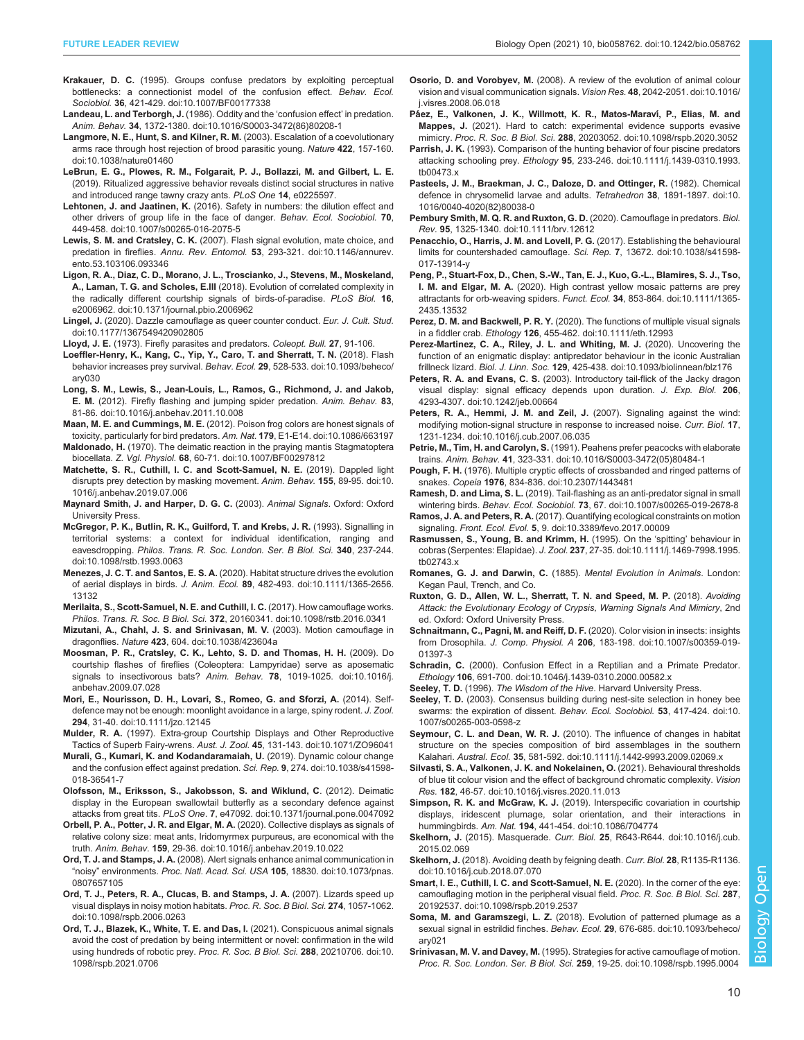**Krakauer, D. C.** (1995). Groups confuse predators by exploiting perceptual bottlenecks: a connectionist model of the confusion effect. *Behav. Ecol. Sociobiol.* **36**, 421-429. doi:10.1007/BF00177338

**Landeau, L. and Terborgh, J.** (1986). Oddity and the 'confusion effect' in predation. *Anim. Behav.* **34**, 1372-1380. doi:10.1016/S0003-3472(86)80208-1

**Langmore, N. E., Hunt, S. and Kilner, R. M.** (2003). Escalation of a coevolutionary arms race through host rejection of brood parasitic young. *Nature* **422**, 157-160. doi:10.1038/nature01460

**LeBrun, E. G., Plowes, R. M., Folgarait, P. J., Bollazzi, M. and Gilbert, L. E.** (2019). Ritualized aggressive behavior reveals distinct social structures in native and introduced range tawny crazy ants. *PLoS One* **14**, e0225597.

**Lehtonen, J. and Jaatinen, K.** (2016). Safety in numbers: the dilution effect and other drivers of group life in the face of danger. *Behav. Ecol. Sociobiol.* **70**, 449-458. doi:10.1007/s00265-016-2075-5

**Lewis, S. M. and Cratsley, C. K.** (2007). Flash signal evolution, mate choice, and predation in fireflies. *Annu. Rev. Entomol.* **53**, 293-321. doi:10.1146/annurev.ento.53.103106.093346

**Ligon, R. A., Diaz, C. D., Morano, J. L., Troscianko, J., Stevens, M., Moskeland, A., Laman, T. G. and Scholes, E.III** (2018). Evolution of correlated complexity in the radically different courtship signals of birds-of-paradise. *PLoS Biol.* **16**, e2006962. doi:10.1371/journal.pbio.2006962

**Lingel, J.** (2020). Dazzle camouflage as queer counter conduct. *Eur. J. Cult. Stud.* doi:10.1177/1367549420902805

**Lloyd, J. E.** (1973). Firefly parasites and predators. *Coleopt. Bull.* **27**, 91-106.

**Loeffler-Henry, K., Kang, C., Yip, Y., Caro, T. and Sherratt, T. N.** (2018). Flash behavior increases prey survival. *Behav. Ecol.* **29**, 528-533. doi:10.1093/beheco/ary030

**Long, S. M., Lewis, S., Jean-Louis, L., Ramos, G., Richmond, J. and Jakob, E. M.** (2012). Firefly flashing and jumping spider predation. *Anim. Behav.* **83**, 81-86. doi:10.1016/j.anbehav.2011.10.008

**Maan, M. E. and Cummings, M. E.** (2012). Poison frog colors are honest signals of toxicity, particularly for bird predators. *Am. Nat.* **179**, E1-E14. doi:10.1086/663197

**Maldonado, H.** (1970). The deimatic reaction in the praying mantis Stagmatoptera biocellata. *Z. Vgl. Physiol.* **68**, 60-71. doi:10.1007/BF00297812

**Matchette, S. R., Cuthill, I. C. and Scott-Samuel, N. E.** (2019). Dappled light disrupts prey detection by masking movement. *Anim. Behav.* **155**, 89-95. doi:10.1016/j.anbehav.2019.07.006

**Maynard Smith, J. and Harper, D. G. C.** (2003). *Animal Signals*. Oxford: Oxford University Press.

**McGregor, P. K., Butlin, R. K., Guilford, T. and Krebs, J. R.** (1993). Signalling in territorial systems: a context for individual identification, ranging and eavesdropping. *Philos. Trans. R. Soc. London. Ser. B Biol. Sci.* **340**, 237-244. doi:10.1098/rstb.1993.0063

**Menezes, J. C. T. and Santos, E. S. A.** (2020). Habitat structure drives the evolution of aerial displays in birds. *J. Anim. Ecol.* **89**, 482-493. doi:10.1111/1365-2656.13132

**Merilaita, S., Scott-Samuel, N. E. and Cuthill, I. C.** (2017). How camouflage works. *Philos. Trans. R. Soc. B Biol. Sci.* **372**, 20160341. doi:10.1098/rstb.2016.0341

**Mizutani, A., Chahl, J. S. and Srinivasan, M. V.** (2003). Motion camouflage in dragonflies. *Nature* **423**, 604. doi:10.1038/423604a

**Moosman, P. R., Cratsley, C. K., Lehto, S. D. and Thomas, H. H.** (2009). Do courtship flashes of fireflies (Coleoptera: Lampyridae) serve as aposematic signals to insectivorous bats? *Anim. Behav.* **78**, 1019-1025. doi:10.1016/j.anbehav.2009.07.028

**Mori, E., Nourisson, D. H., Lovari, S., Romeo, G. and Sforzi, A.** (2014). Self-defence may not be enough: moonlight avoidance in a large, spiny rodent. *J. Zool.* **294**, 31-40. doi:10.1111/jzo.12145

**Mulder, R. A.** (1997). Extra-group Courtship Displays and Other Reproductive Tactics of Superb Fairy-wrens. *Aust. J. Zool.* **45**, 131-143. doi:10.1071/ZO96041

**Murali, G., Kumari, K. and Kodandaramaiah, U.** (2019). Dynamic colour change and the confusion effect against predation. *Sci. Rep.* **9**, 274. doi:10.1038/s41598-018-36541-7

**Olofsson, M., Eriksson, S., Jakobsson, S. and Wiklund, C.** (2012). Deimatic display in the European swallowtail butterfly as a secondary defence against attacks from great tits. *PLoS One*. **7**, e47092. doi:10.1371/journal.pone.0047092

**Orbell, P. A., Potter, J. R. and Elgar, M. A.** (2020). Collective displays as signals of relative colony size: meat ants, Iridomyrmex purpureus, are economical with the truth. *Anim. Behav.* **159**, 29-36. doi:10.1016/j.anbehav.2019.10.022

**Ord, T. J. and Stamps, J. A.** (2008). Alert signals enhance animal communication in "noisy" environments. *Proc. Natl. Acad. Sci. USA* **105**, 18830. doi:10.1073/pnas.0807657105

**Ord, T. J., Peters, R. A., Clucas, B. and Stamps, J. A.** (2007). Lizards speed up visual displays in noisy motion habitats. *Proc. R. Soc. B Biol. Sci.* **274**, 1057-1062. doi:10.1098/rspb.2006.0263

**Ord, T. J., Blazek, K., White, T. E. and Das, I.** (2021). Conspicuous animal signals avoid the cost of predation by being intermittent or novel: confirmation in the wild using hundreds of robotic prey. *Proc. R. Soc. B Biol. Sci.* **288**, 20210706. doi:10.1098/rspb.2021.0706

**Osorio, D. and Vorobyev, M.** (2008). A review of the evolution of animal colour vision and visual communication signals. *Vision Res.* **48**, 2042-2051. doi:10.1016/j.visres.2008.06.018

**Páez, E., Valkonen, J. K., Willmott, K. R., Matos-Maraví, P., Elias, M. and Mappes, J.** (2021). Hard to catch: experimental evidence supports evasive mimicry. *Proc. R. Soc. B Biol. Sci.* **288**, 20203052. doi:10.1098/rspb.2020.3052

**Parrish, J. K.** (1993). Comparison of the hunting behavior of four piscine predators attacking schooling prey. *Ethology* **95**, 233-246. doi:10.1111/j.1439-0310.1993.tb00473.x

**Pasteels, J. M., Braekman, J. C., Daloze, D. and Ottinger, R.** (1982). Chemical defence in chrysomelid larvae and adults. *Tetrahedron* **38**, 1891-1897. doi:10.1016/0040-4020(82)80038-0

**Pembury Smith, M. Q. R. and Ruxton, G. D.** (2020). Camouflage in predators. *Biol. Rev.* **95**, 1325-1340. doi:10.1111/brv.12612

**Penacchio, O., Harris, J. M. and Lovell, P. G.** (2017). Establishing the behavioural limits for countershaded camouflage. *Sci. Rep.* **7**, 13672. doi:10.1038/s41598-017-13914-y

**Peng, P., Stuart-Fox, D., Chen, S.-W., Tan, E. J., Kuo, G.-L., Blamires, S. J., Tso, I. M. and Elgar, M. A.** (2020). High contrast yellow mosaic patterns are prey attractants for orb-weaving spiders. *Funct. Ecol.* **34**, 853-864. doi:10.1111/1365-2435.13532

**Perez, D. M. and Backwell, P. R. Y.** (2020). The functions of multiple visual signals in a fiddler crab. *Ethology* **126**, 455-462. doi:10.1111/eth.12993

**Perez-Martinez, C. A., Riley, J. L. and Whiting, M. J.** (2020). Uncovering the function of an enigmatic display: antipredator behaviour in the iconic Australian frillneck lizard. *Biol. J. Linn. Soc.* **129**, 425-438. doi:10.1093/biolinnean/blz176

**Peters, R. A. and Evans, C. S.** (2003). Introductory tail-flick of the Jacky dragon visual display: signal efficacy depends upon duration. *J. Exp. Biol.* **206**, 4293-4307. doi:10.1242/jeb.00664

**Peters, R. A., Hemmi, J. M. and Zeil, J.** (2007). Signaling against the wind: modifying motion-signal structure in response to increased noise. *Curr. Biol.* **17**, 1231-1234. doi:10.1016/j.cub.2007.06.035

**Petrie, M., Tim, H. and Carolyn, S.** (1991). Peahens prefer peacocks with elaborate trains. *Anim. Behav.* **41**, 323-331. doi:10.1016/S0003-3472(05)80484-1

**Pough, F. H.** (1976). Multiple cryptic effects of crossbanded and ringed patterns of snakes. *Copeia* **1976**, 834-836. doi:10.2307/1443481

**Ramesh, D. and Lima, S. L.** (2019). Tail-flashing as an anti-predator signal in small wintering birds. *Behav. Ecol. Sociobiol.* **73**, 67. doi:10.1007/s00265-019-2678-8

**Ramos, J. A. and Peters, R. A.** (2017). Quantifying ecological constraints on motion signaling. *Front. Ecol. Evol.* **5**, 9. doi:10.3389/fevo.2017.00009

**Rasmussen, S., Young, B. and Krimm, H.** (1995). On the 'spitting' behaviour in cobras (Serpentes: Elapidae). *J. Zool.* **237**, 27-35. doi:10.1111/j.1469-7998.1995.tb02743.x

**Romanes, G. J. and Darwin, C.** (1885). *Mental Evolution in Animals*. London: Kegan Paul, Trench, and Co.

**Ruxton, G. D., Allen, W. L., Sherratt, T. N. and Speed, M. P.** (2018). *Avoiding Attack: the Evolutionary Ecology of Crypsis, Warning Signals And Mimicry*, 2nd ed. Oxford: Oxford University Press.

**Schnaitmann, C., Pagni, M. and Reiff, D. F.** (2020). Color vision in insects: insights from Drosophila. *J. Comp. Physiol. A* **206**, 183-198. doi:10.1007/s00359-019-01397-3

**Schradin, C.** (2000). Confusion Effect in a Reptilian and a Primate Predator. *Ethology* **106**, 691-700. doi:10.1046/j.1439-0310.2000.00582.x

**Seeley, T. D.** (1996). *The Wisdom of the Hive*. Harvard University Press.

**Seeley, T. D.** (2003). Consensus building during nest-site selection in honey bee swarms: the expiration of dissent. *Behav. Ecol. Sociobiol.* **53**, 417-424. doi:10.1007/s00265-003-0598-z

**Seymour, C. L. and Dean, W. R. J.** (2010). The influence of changes in habitat structure on the species composition of bird assemblages in the southern Kalahari. *Austral. Ecol.* **35**, 581-592. doi:10.1111/j.1442-9993.2009.02069.x

**Silvasti, S. A., Valkonen, J. K. and Nokelainen, O.** (2021). Behavioural thresholds of blue tit colour vision and the effect of background chromatic complexity. *Vision Res.* **182**, 46-57. doi:10.1016/j.visres.2020.11.013

**Simpson, R. K. and McGraw, K. J.** (2019). Interspecific covariation in courtship displays, iridescent plumage, solar orientation, and their interactions in hummingbirds. *Am. Nat.* **194**, 441-454. doi:10.1086/704774

**Skelhorn, J.** (2015). Masquerade. *Curr. Biol.* **25**, R643-R644. doi:10.1016/j.cub.2015.02.069

**Skelhorn, J.** (2018). Avoiding death by feigning death. *Curr. Biol.* **28**, R1135-R1136. doi:10.1016/j.cub.2018.07.070

**Smart, I. E., Cuthill, I. C. and Scott-Samuel, N. E.** (2020). In the corner of the eye: camouflaging motion in the peripheral visual field. *Proc. R. Soc. B Biol. Sci.* **287**, 20192537. doi:10.1098/rspb.2019.2537

**Soma, M. and Garamszegi, L. Z.** (2018). Evolution of patterned plumage as a sexual signal in estrildid finches. *Behav. Ecol.* **29**, 676-685. doi:10.1093/beheco/ary021

**Srinivasan, M. V. and Davey, M.** (1995). Strategies for active camouflage of motion. *Proc. R. Soc. London. Ser. B Biol. Sci.* **259**, 19-25. doi:10.1098/rspb.1995.0004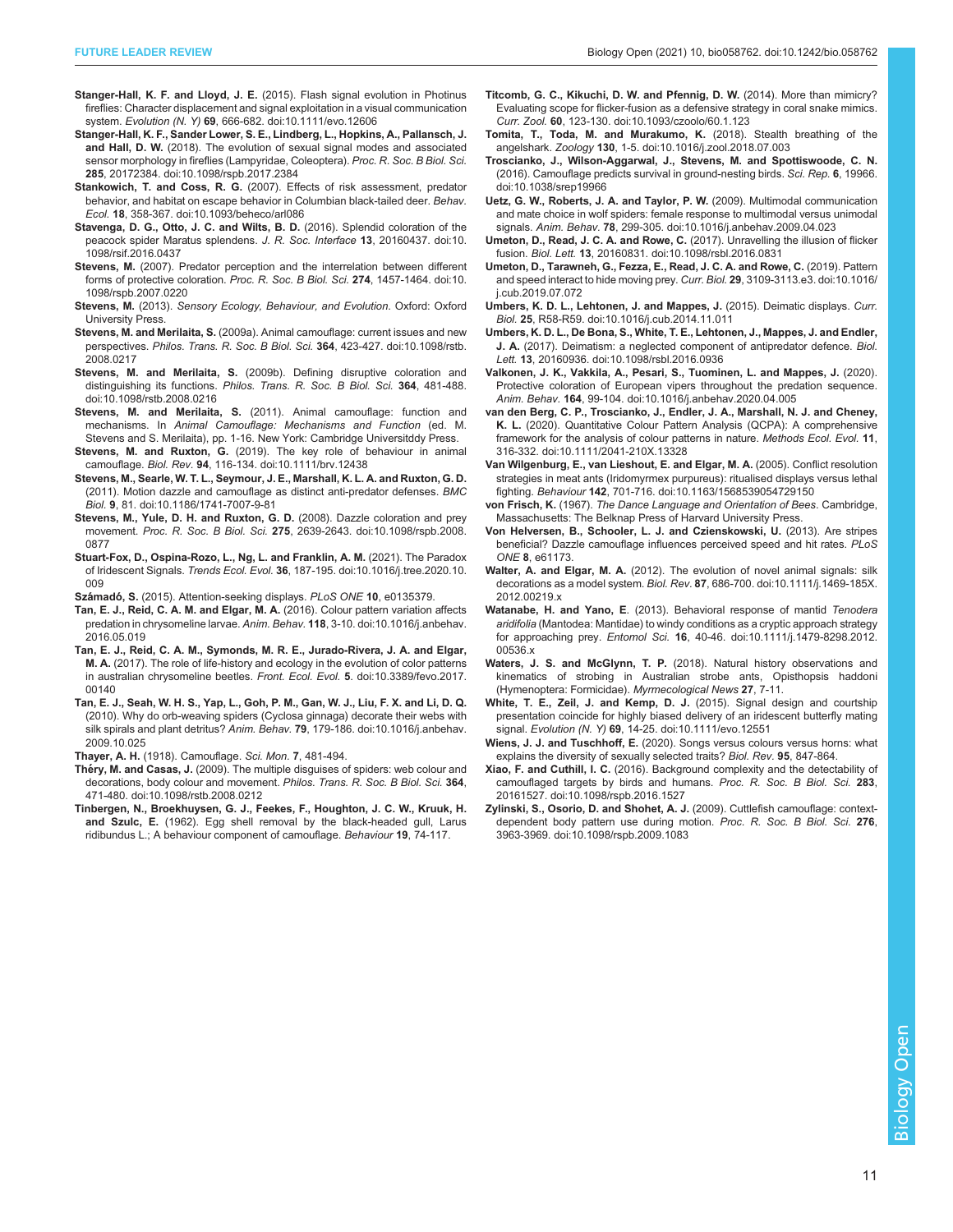**Stanger-Hall, K. F. and Lloyd, J. E.** (2015). Flash signal evolution in Photinus fireflies: Character displacement and signal exploitation in a visual communication system. *Evolution (N. Y)* **69**, 666-682. doi:10.1111/evo.12606

**Stanger-Hall, K. F., Sander Lower, S. E., Lindberg, L., Hopkins, A., Pallansch, J. and Hall, D. W.** (2018). The evolution of sexual signal modes and associated sensor morphology in fireflies (Lampyridae, Coleoptera). *Proc. R. Soc. B Biol. Sci.* **285**, 20172384. doi:10.1098/rspb.2017.2384

**Stankowich, T. and Coss, R. G.** (2007). Effects of risk assessment, predator behavior, and habitat on escape behavior in Columbian black-tailed deer. *Behav. Ecol.* **18**, 358-367. doi:10.1093/beheco/arl086

**Stavenga, D. G., Otto, J. C. and Wilts, B. D.** (2016). Splendid coloration of the peacock spider Maratus splendens. *J. R. Soc. Interface* **13**, 20160437. doi:10.1098/rsif.2016.0437

**Stevens, M.** (2007). Predator perception and the interrelation between different forms of protective coloration. *Proc. R. Soc. B Biol. Sci.* **274**, 1457-1464. doi:10.1098/rspb.2007.0220

**Stevens, M.** (2013). *Sensory Ecology, Behaviour, and Evolution*. Oxford: Oxford University Press.

**Stevens, M. and Merilaita, S.** (2009a). Animal camouflage: current issues and new perspectives. *Philos. Trans. R. Soc. B Biol. Sci.* **364**, 423-427. doi:10.1098/rstb.2008.0217

**Stevens, M. and Merilaita, S.** (2009b). Defining disruptive coloration and distinguishing its functions. *Philos. Trans. R. Soc. B Biol. Sci.* **364**, 481-488. doi:10.1098/rstb.2008.0216

**Stevens, M. and Merilaita, S.** (2011). Animal camouflage: function and mechanisms. In *Animal Camouflage: Mechanisms and Function* (ed. M. Stevens and S. Merilaita), pp. 1-16. New York: Cambridge Universitddy Press.

**Stevens, M. and Ruxton, G.** (2019). The key role of behaviour in animal camouflage. *Biol. Rev.* **94**, 116-134. doi:10.1111/brv.12438

**Stevens, M., Searle, W. T. L., Seymour, J. E., Marshall, K. L. A. and Ruxton, G. D.** (2011). Motion dazzle and camouflage as distinct anti-predator defenses. *BMC Biol.* **9**, 81. doi:10.1186/1741-7007-9-81

**Stevens, M., Yule, D. H. and Ruxton, G. D.** (2008). Dazzle coloration and prey movement. *Proc. R. Soc. B Biol. Sci.* **275**, 2639-2643. doi:10.1098/rspb.2008.0877

**Stuart-Fox, D., Ospina-Rozo, L., Ng, L. and Franklin, A. M.** (2021). The Paradox of Iridescent Signals. *Trends Ecol. Evol.* **36**, 187-195. doi:10.1016/j.tree.2020.10.009

**Számadó, S.** (2015). Attention-seeking displays. *PLoS ONE* **10**, e0135379.

**Tan, E. J., Reid, C. A. M. and Elgar, M. A.** (2016). Colour pattern variation affects predation in chrysomeline larvae. *Anim. Behav.* **118**, 3-10. doi:10.1016/j.anbehav.2016.05.019

**Tan, E. J., Reid, C. A. M., Symonds, M. R. E., Jurado-Rivera, J. A. and Elgar, M. A.** (2017). The role of life-history and ecology in the evolution of color patterns in australian chrysomeline beetles. *Front. Ecol. Evol.* **5**. doi:10.3389/fevo.2017.00140

**Tan, E. J., Seah, W. H. S., Yap, L., Goh, P. M., Gan, W. J., Liu, F. X. and Li, D. Q.** (2010). Why do orb-weaving spiders (Cyclosa ginnaga) decorate their webs with silk spirals and plant detritus? *Anim. Behav.* **79**, 179-186. doi:10.1016/j.anbehav.2009.10.025

**Thayer, A. H.** (1918). Camouflage. *Sci. Mon.* **7**, 481-494.

**Théry, M. and Casas, J.** (2009). The multiple disguises of spiders: web colour and decorations, body colour and movement. *Philos. Trans. R. Soc. B Biol. Sci.* **364**, 471-480. doi:10.1098/rstb.2008.0212

**Tinbergen, N., Broekhuysen, G. J., Feekes, F., Houghton, J. C. W., Kruuk, H. and Szulc, E.** (1962). Egg shell removal by the black-headed gull, Larus ridibundus L.; A behaviour component of camouflage. *Behaviour* **19**, 74-117.

**Titcomb, G. C., Kikuchi, D. W. and Pfennig, D. W.** (2014). More than mimicry? Evaluating scope for flicker-fusion as a defensive strategy in coral snake mimics. *Curr. Zool.* **60**, 123-130. doi:10.1093/czoolo/60.1.123

**Tomita, T., Toda, M. and Murakumo, K.** (2018). Stealth breathing of the angelshark. *Zoology* **130**, 1-5. doi:10.1016/j.zool.2018.07.003

**Troscianko, J., Wilson-Aggarwal, J., Stevens, M. and Spottiswoode, C. N.** (2016). Camouflage predicts survival in ground-nesting birds. *Sci. Rep.* **6**, 19966. doi:10.1038/srep19966

**Uetz, G. W., Roberts, J. A. and Taylor, P. W.** (2009). Multimodal communication and mate choice in wolf spiders: female response to multimodal versus unimodal signals. *Anim. Behav.* **78**, 299-305. doi:10.1016/j.anbehav.2009.04.023

**Umeton, D., Read, J. C. A. and Rowe, C.** (2017). Unravelling the illusion of flicker fusion. *Biol. Lett.* **13**, 20160831. doi:10.1098/rsbl.2016.0831

**Umeton, D., Tarawneh, G., Fezza, E., Read, J. C. A. and Rowe, C.** (2019). Pattern and speed interact to hide moving prey. *Curr. Biol.* **29**, 3109-3113.e3. doi:10.1016/j.cub.2019.07.072

**Umbers, K. D. L., Lehtonen, J. and Mappes, J.** (2015). Deimatic displays. *Curr. Biol.* **25**, R58-R59. doi:10.1016/j.cub.2014.11.011

**Umbers, K. D. L., De Bona, S., White, T. E., Lehtonen, J., Mappes, J. and Endler, J. A.** (2017). Deimatism: a neglected component of antipredator defence. *Biol. Lett.* **13**, 20160936. doi:10.1098/rsbl.2016.0936

**Valkonen, J. K., Vakkila, A., Pesari, S., Tuominen, L. and Mappes, J.** (2020). Protective coloration of European vipers throughout the predation sequence. *Anim. Behav.* **164**, 99-104. doi:10.1016/j.anbehav.2020.04.005

**van den Berg, C. P., Troscianko, J., Endler, J. A., Marshall, N. J. and Cheney, K. L.** (2020). Quantitative Colour Pattern Analysis (QCPA): A comprehensive framework for the analysis of colour patterns in nature. *Methods Ecol. Evol.* **11**, 316-332. doi:10.1111/2041-210X.13328

**Van Wilgenburg, E., van Lieshout, E. and Elgar, M. A.** (2005). Conflict resolution strategies in meat ants (Iridomyrmex purpureus): ritualised displays versus lethal fighting. *Behaviour* **142**, 701-716. doi:10.1163/1568539054729150

**von Frisch, K.** (1967). *The Dance Language and Orientation of Bees*. Cambridge, Massachusetts: The Belknap Press of Harvard University Press.

**Von Helversen, B., Schooler, L. J. and Czienskowski, U.** (2013). Are stripes beneficial? Dazzle camouflage influences perceived speed and hit rates. *PLoS ONE* **8**, e61173.

**Walter, A. and Elgar, M. A.** (2012). The evolution of novel animal signals: silk decorations as a model system. *Biol. Rev.* **87**, 686-700. doi:10.1111/j.1469-185X.2012.00219.x

**Watanabe, H. and Yano, E**. (2013). Behavioral response of mantid *Tenodera aridifolia* (Mantodea: Mantidae) to windy conditions as a cryptic approach strategy for approaching prey. *Entomol Sci.* **16**, 40-46. doi:10.1111/j.1479-8298.2012.00536.x

**Waters, J. S. and McGlynn, T. P.** (2018). Natural history observations and kinematics of strobing in Australian strobe ants, Opisthopsis haddoni (Hymenoptera: Formicidae). *Myrmecological News* **27**, 7-11.

**White, T. E., Zeil, J. and Kemp, D. J.** (2015). Signal design and courtship presentation coincide for highly biased delivery of an iridescent butterfly mating signal. *Evolution (N. Y)* **69**, 14-25. doi:10.1111/evo.12551

**Wiens, J. J. and Tuschhoff, E.** (2020). Songs versus colours versus horns: what explains the diversity of sexually selected traits? *Biol. Rev.* **95**, 847-864.

**Xiao, F. and Cuthill, I. C.** (2016). Background complexity and the detectability of camouflaged targets by birds and humans. *Proc. R. Soc. B Biol. Sci.* **283**, 20161527. doi:10.1098/rspb.2016.1527

**Zylinski, S., Osorio, D. and Shohet, A. J.** (2009). Cuttlefish camouflage: context-dependent body pattern use during motion. *Proc. R. Soc. B Biol. Sci.* **276**, 3963-3969. doi:10.1098/rspb.2009.1083